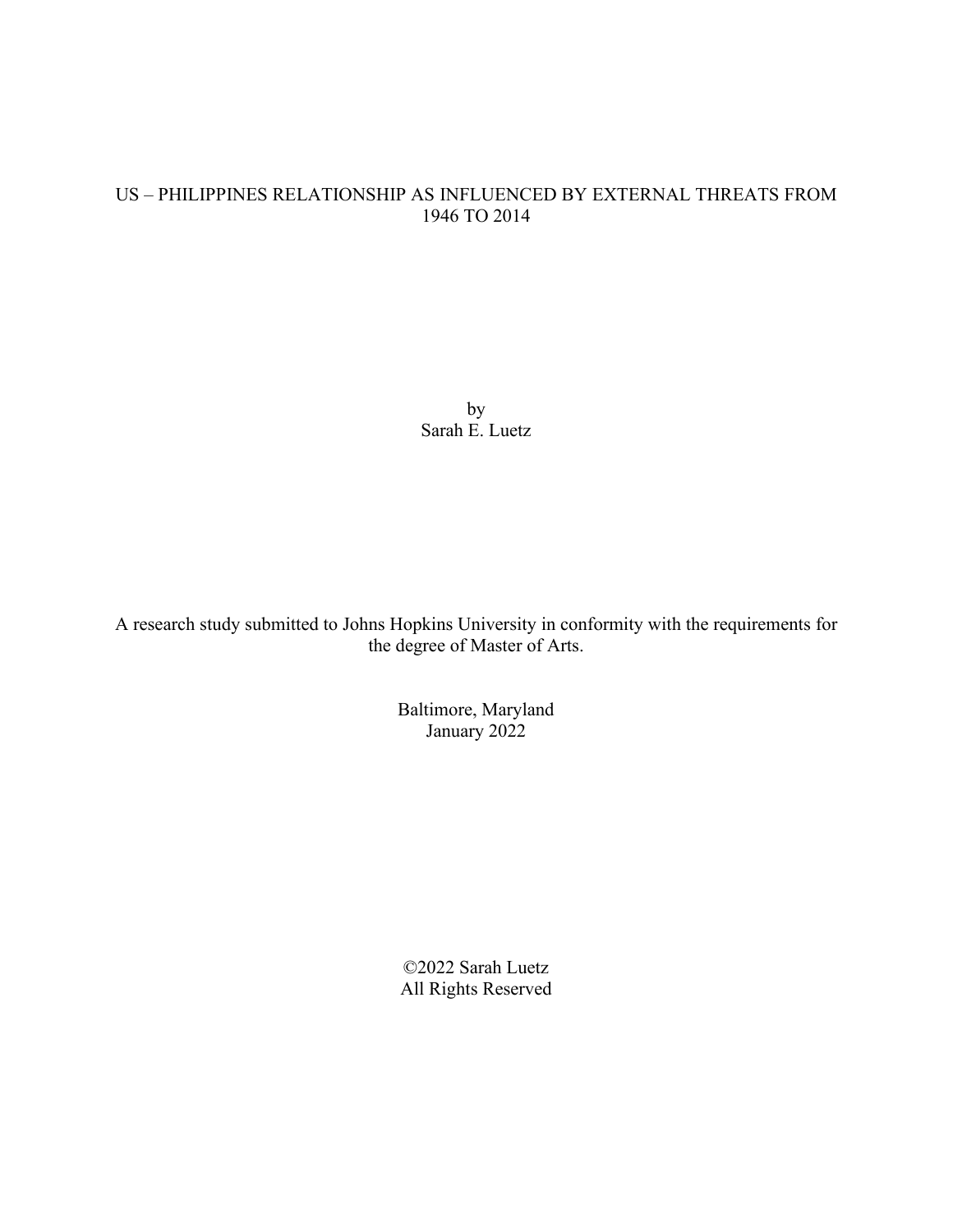# US – PHILIPPINES RELATIONSHIP AS INFLUENCED BY EXTERNAL THREATS FROM 1946 TO 2014

by
Sarah E. Luetz

A research study submitted to Johns Hopkins University in conformity with the requirements for the degree of Master of Arts.

Baltimore, Maryland
January 2022

©2022 Sarah Luetz
All Rights Reserved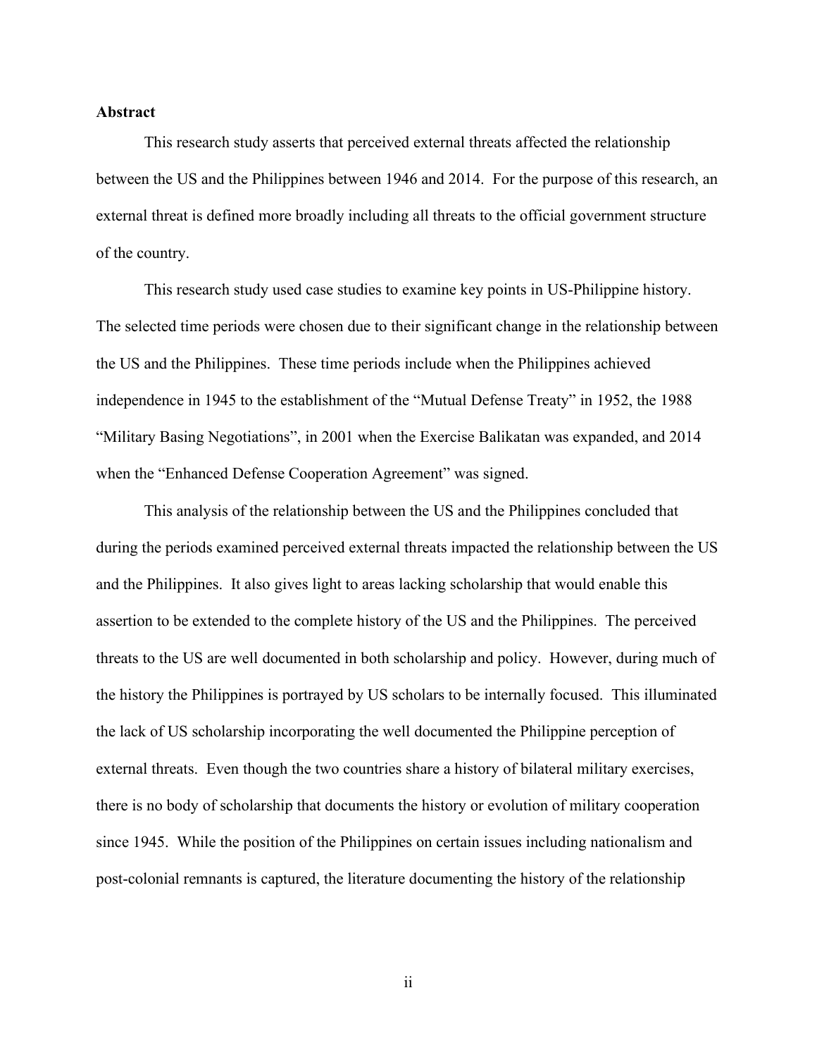**Abstract**

This research study asserts that perceived external threats affected the relationship between the US and the Philippines between 1946 and 2014. For the purpose of this research, an external threat is defined more broadly including all threats to the official government structure of the country.

This research study used case studies to examine key points in US-Philippine history. The selected time periods were chosen due to their significant change in the relationship between the US and the Philippines. These time periods include when the Philippines achieved independence in 1945 to the establishment of the "Mutual Defense Treaty" in 1952, the 1988 "Military Basing Negotiations", in 2001 when the Exercise Balikatan was expanded, and 2014 when the "Enhanced Defense Cooperation Agreement" was signed.

This analysis of the relationship between the US and the Philippines concluded that during the periods examined perceived external threats impacted the relationship between the US and the Philippines. It also gives light to areas lacking scholarship that would enable this assertion to be extended to the complete history of the US and the Philippines. The perceived threats to the US are well documented in both scholarship and policy. However, during much of the history the Philippines is portrayed by US scholars to be internally focused. This illuminated the lack of US scholarship incorporating the well documented the Philippine perception of external threats. Even though the two countries share a history of bilateral military exercises, there is no body of scholarship that documents the history or evolution of military cooperation since 1945. While the position of the Philippines on certain issues including nationalism and post-colonial remnants is captured, the literature documenting the history of the relationship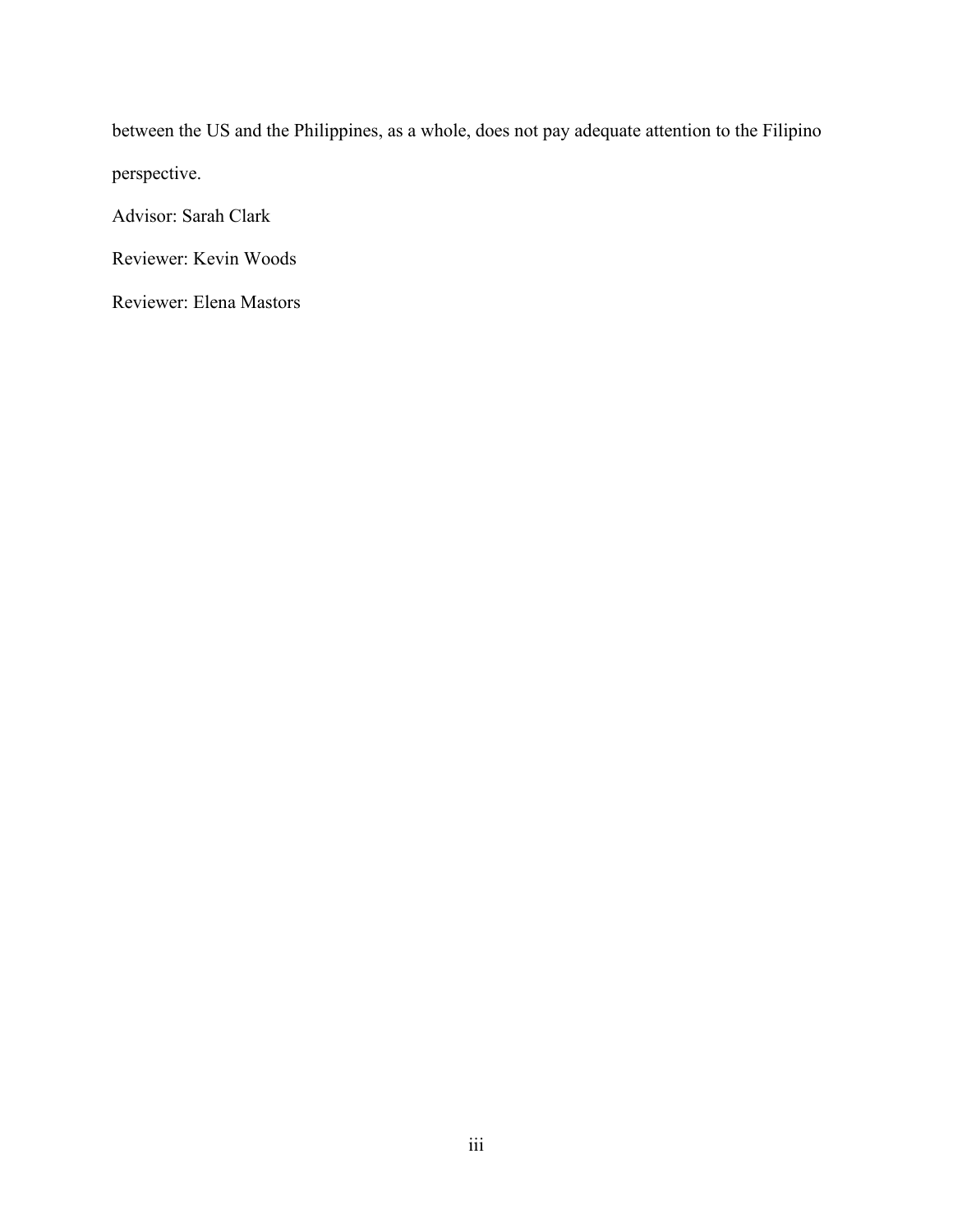between the US and the Philippines, as a whole, does not pay adequate attention to the Filipino perspective.

Advisor: Sarah Clark

Reviewer: Kevin Woods

Reviewer: Elena Mastors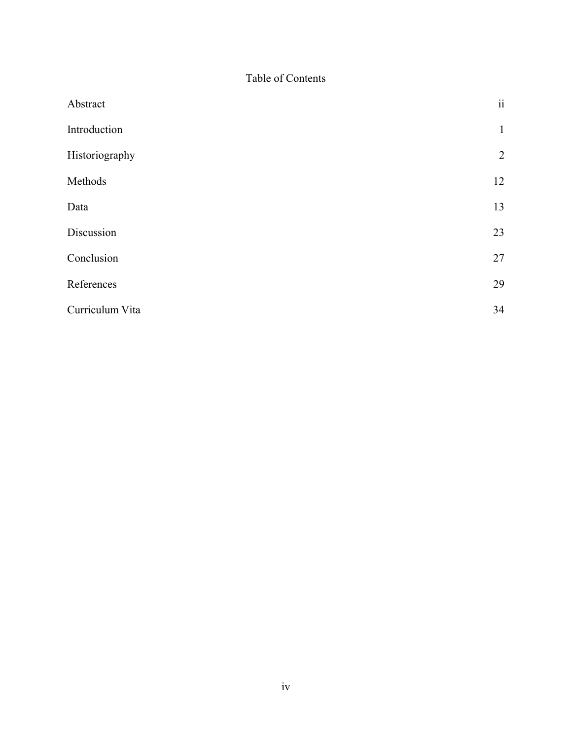# Table of Contents

| | |
|---|---|
| Abstract | ii |
| Introduction | 1 |
| Historiography | 2 |
| Methods | 12 |
| Data | 13 |
| Discussion | 23 |
| Conclusion | 27 |
| References | 29 |
| Curriculum Vita | 34 |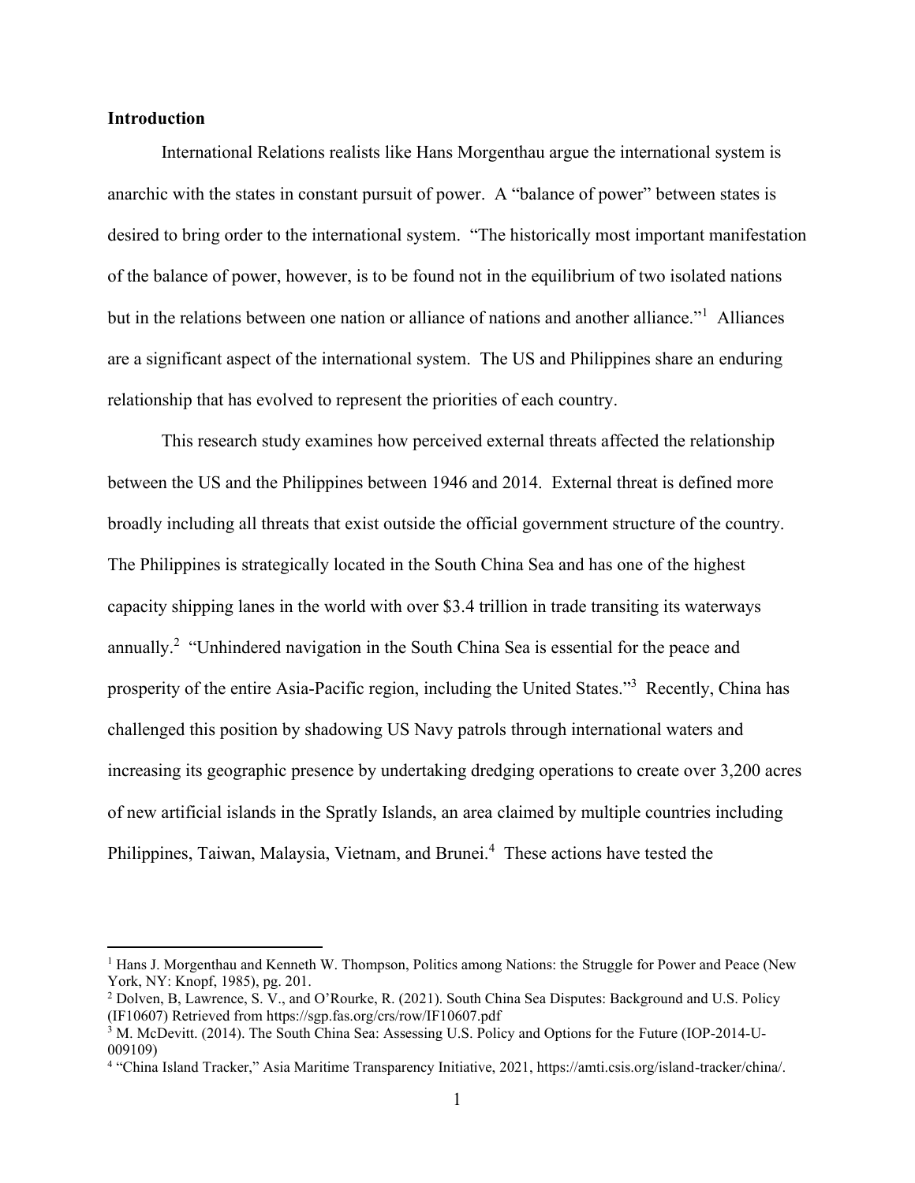**Introduction**

International Relations realists like Hans Morgenthau argue the international system is anarchic with the states in constant pursuit of power. A "balance of power" between states is desired to bring order to the international system. "The historically most important manifestation of the balance of power, however, is to be found not in the equilibrium of two isolated nations but in the relations between one nation or alliance of nations and another alliance."[1] Alliances are a significant aspect of the international system. The US and Philippines share an enduring relationship that has evolved to represent the priorities of each country.

This research study examines how perceived external threats affected the relationship between the US and the Philippines between 1946 and 2014. External threat is defined more broadly including all threats that exist outside the official government structure of the country. The Philippines is strategically located in the South China Sea and has one of the highest capacity shipping lanes in the world with over $3.4 trillion in trade transiting its waterways annually.[2] "Unhindered navigation in the South China Sea is essential for the peace and prosperity of the entire Asia-Pacific region, including the United States."[3] Recently, China has challenged this position by shadowing US Navy patrols through international waters and increasing its geographic presence by undertaking dredging operations to create over 3,200 acres of new artificial islands in the Spratly Islands, an area claimed by multiple countries including Philippines, Taiwan, Malaysia, Vietnam, and Brunei.[4] These actions have tested the

---

[1] Hans J. Morgenthau and Kenneth W. Thompson, Politics among Nations: the Struggle for Power and Peace (New York, NY: Knopf, 1985), pg. 201.

[2] Dolven, B, Lawrence, S. V., and O'Rourke, R. (2021). South China Sea Disputes: Background and U.S. Policy (IF10607) Retrieved from https://sgp.fas.org/crs/row/IF10607.pdf

[3] M. McDevitt. (2014). The South China Sea: Assessing U.S. Policy and Options for the Future (IOP-2014-U-009109)

[4] "China Island Tracker," Asia Maritime Transparency Initiative, 2021, https://amti.csis.org/island-tracker/china/.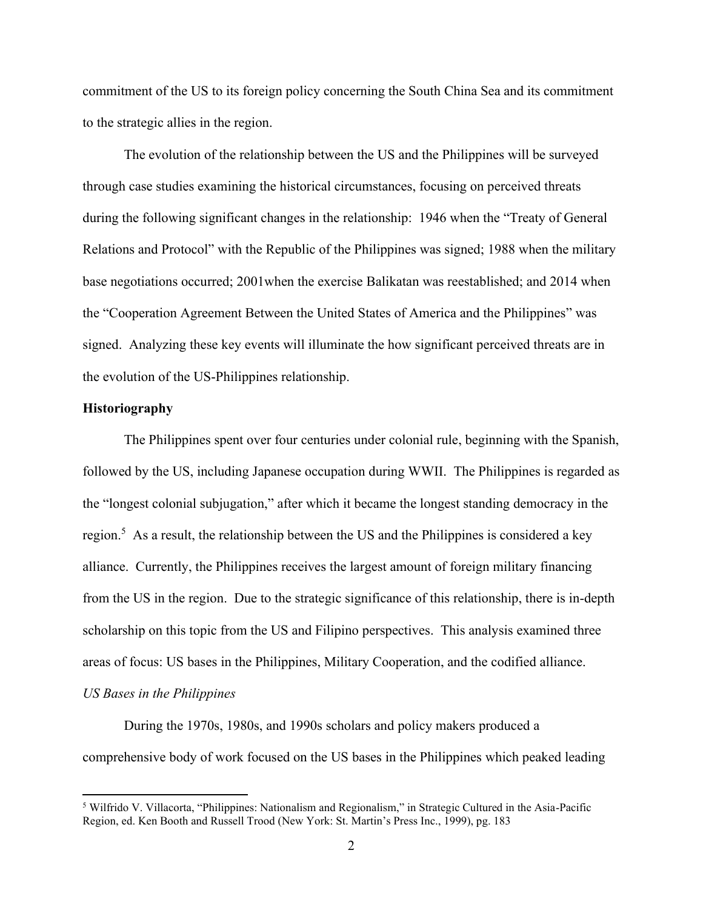commitment of the US to its foreign policy concerning the South China Sea and its commitment to the strategic allies in the region.

The evolution of the relationship between the US and the Philippines will be surveyed through case studies examining the historical circumstances, focusing on perceived threats during the following significant changes in the relationship: 1946 when the "Treaty of General Relations and Protocol" with the Republic of the Philippines was signed; 1988 when the military base negotiations occurred; 2001when the exercise Balikatan was reestablished; and 2014 when the "Cooperation Agreement Between the United States of America and the Philippines" was signed. Analyzing these key events will illuminate the how significant perceived threats are in the evolution of the US-Philippines relationship.

## Historiography

The Philippines spent over four centuries under colonial rule, beginning with the Spanish, followed by the US, including Japanese occupation during WWII. The Philippines is regarded as the "longest colonial subjugation," after which it became the longest standing democracy in the region.[5] As a result, the relationship between the US and the Philippines is considered a key alliance. Currently, the Philippines receives the largest amount of foreign military financing from the US in the region. Due to the strategic significance of this relationship, there is in-depth scholarship on this topic from the US and Filipino perspectives. This analysis examined three areas of focus: US bases in the Philippines, Military Cooperation, and the codified alliance.

### *US Bases in the Philippines*

During the 1970s, 1980s, and 1990s scholars and policy makers produced a comprehensive body of work focused on the US bases in the Philippines which peaked leading

---

[5] Wilfrido V. Villacorta, "Philippines: Nationalism and Regionalism," in Strategic Cultured in the Asia-Pacific Region, ed. Ken Booth and Russell Trood (New York: St. Martin's Press Inc., 1999), pg. 183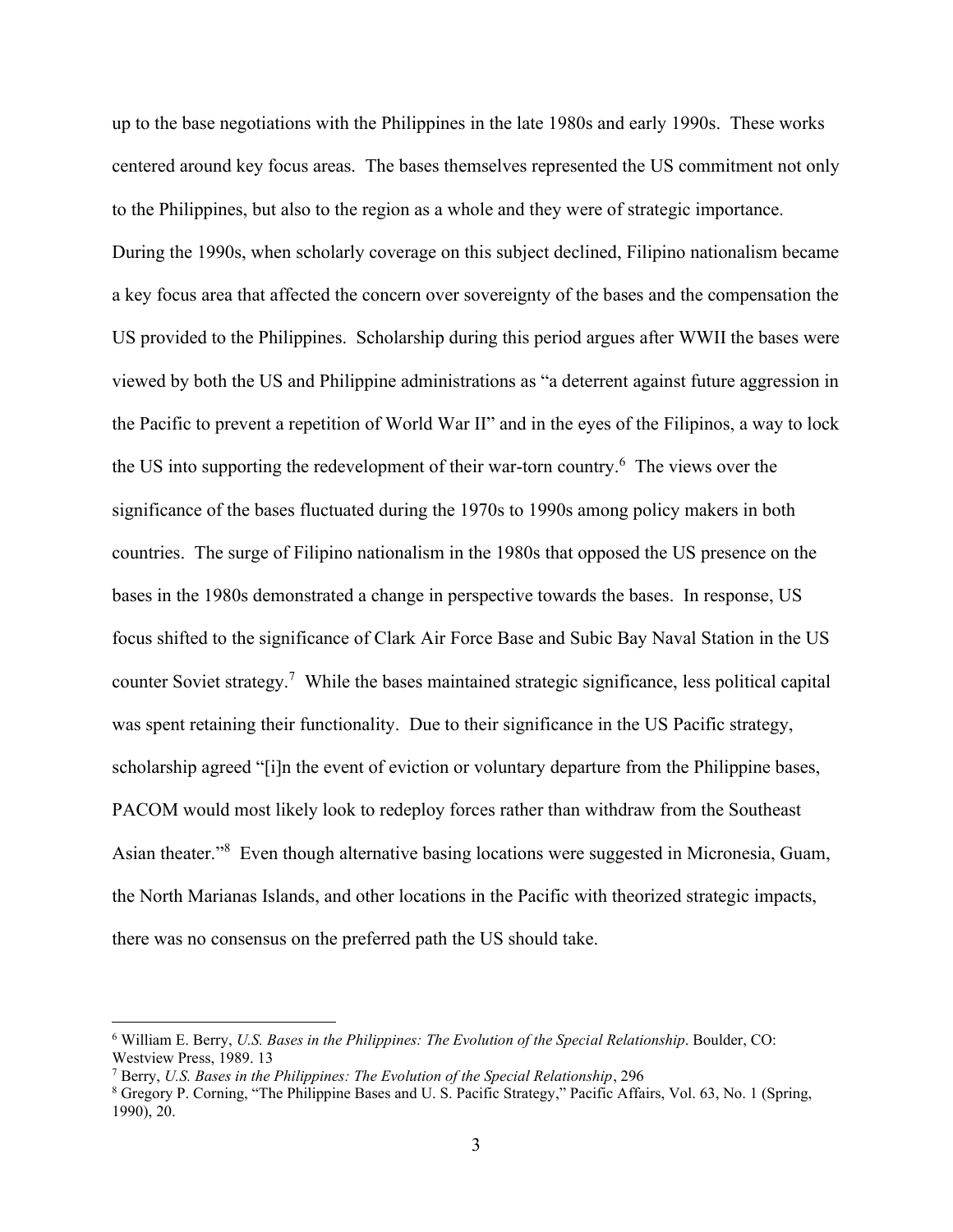up to the base negotiations with the Philippines in the late 1980s and early 1990s. These works centered around key focus areas. The bases themselves represented the US commitment not only to the Philippines, but also to the region as a whole and they were of strategic importance. During the 1990s, when scholarly coverage on this subject declined, Filipino nationalism became a key focus area that affected the concern over sovereignty of the bases and the compensation the US provided to the Philippines. Scholarship during this period argues after WWII the bases were viewed by both the US and Philippine administrations as "a deterrent against future aggression in the Pacific to prevent a repetition of World War II" and in the eyes of the Filipinos, a way to lock the US into supporting the redevelopment of their war-torn country.[6] The views over the significance of the bases fluctuated during the 1970s to 1990s among policy makers in both countries. The surge of Filipino nationalism in the 1980s that opposed the US presence on the bases in the 1980s demonstrated a change in perspective towards the bases. In response, US focus shifted to the significance of Clark Air Force Base and Subic Bay Naval Station in the US counter Soviet strategy.[7] While the bases maintained strategic significance, less political capital was spent retaining their functionality. Due to their significance in the US Pacific strategy, scholarship agreed "[i]n the event of eviction or voluntary departure from the Philippine bases, PACOM would most likely look to redeploy forces rather than withdraw from the Southeast Asian theater."[8] Even though alternative basing locations were suggested in Micronesia, Guam, the North Marianas Islands, and other locations in the Pacific with theorized strategic impacts, there was no consensus on the preferred path the US should take.

---

[6] William E. Berry, *U.S. Bases in the Philippines: The Evolution of the Special Relationship*. Boulder, CO: Westview Press, 1989. 13

[7] Berry, *U.S. Bases in the Philippines: The Evolution of the Special Relationship*, 296

[8] Gregory P. Corning, "The Philippine Bases and U. S. Pacific Strategy," Pacific Affairs, Vol. 63, No. 1 (Spring, 1990), 20.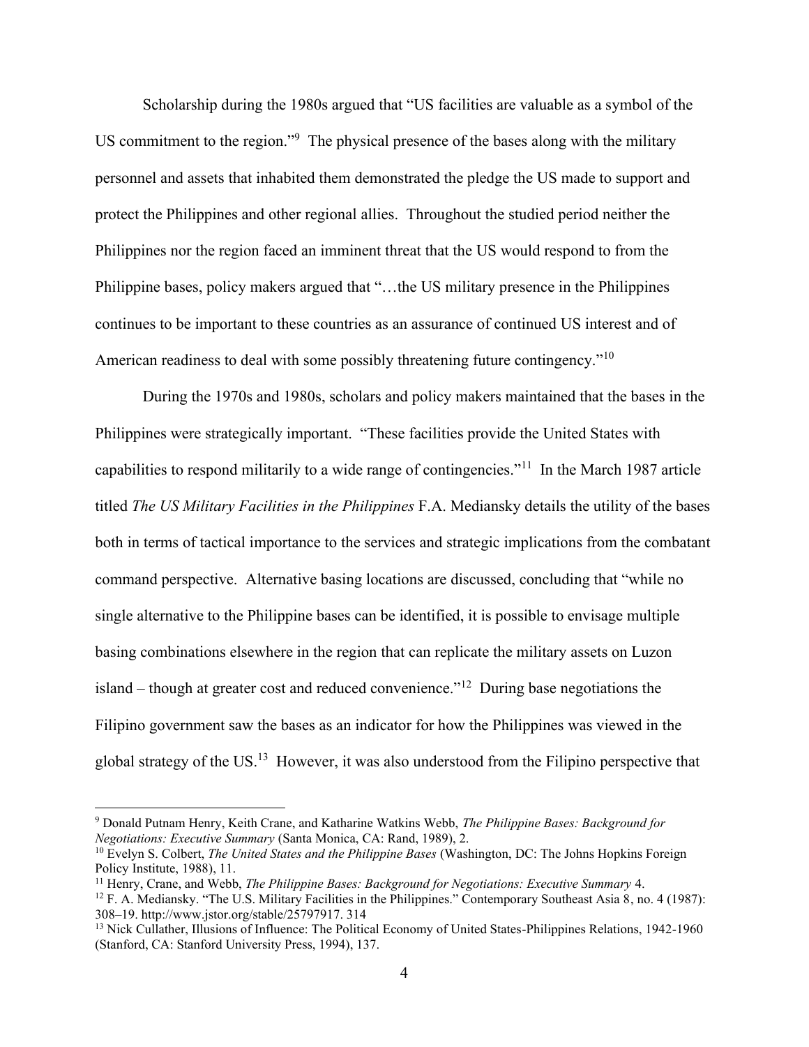Scholarship during the 1980s argued that "US facilities are valuable as a symbol of the US commitment to the region."[9] The physical presence of the bases along with the military personnel and assets that inhabited them demonstrated the pledge the US made to support and protect the Philippines and other regional allies. Throughout the studied period neither the Philippines nor the region faced an imminent threat that the US would respond to from the Philippine bases, policy makers argued that "…the US military presence in the Philippines continues to be important to these countries as an assurance of continued US interest and of American readiness to deal with some possibly threatening future contingency."[10]

During the 1970s and 1980s, scholars and policy makers maintained that the bases in the Philippines were strategically important. "These facilities provide the United States with capabilities to respond militarily to a wide range of contingencies."[11] In the March 1987 article titled *The US Military Facilities in the Philippines* F.A. Mediansky details the utility of the bases both in terms of tactical importance to the services and strategic implications from the combatant command perspective. Alternative basing locations are discussed, concluding that "while no single alternative to the Philippine bases can be identified, it is possible to envisage multiple basing combinations elsewhere in the region that can replicate the military assets on Luzon island – though at greater cost and reduced convenience."[12] During base negotiations the Filipino government saw the bases as an indicator for how the Philippines was viewed in the global strategy of the US.[13] However, it was also understood from the Filipino perspective that

---

[9] Donald Putnam Henry, Keith Crane, and Katharine Watkins Webb, *The Philippine Bases: Background for Negotiations: Executive Summary* (Santa Monica, CA: Rand, 1989), 2.

[10] Evelyn S. Colbert, *The United States and the Philippine Bases* (Washington, DC: The Johns Hopkins Foreign Policy Institute, 1988), 11.

[11] Henry, Crane, and Webb, *The Philippine Bases: Background for Negotiations: Executive Summary* 4.

[12] F. A. Mediansky. "The U.S. Military Facilities in the Philippines." Contemporary Southeast Asia 8, no. 4 (1987): 308–19. http://www.jstor.org/stable/25797917. 314

[13] Nick Cullather, Illusions of Influence: The Political Economy of United States-Philippines Relations, 1942-1960 (Stanford, CA: Stanford University Press, 1994), 137.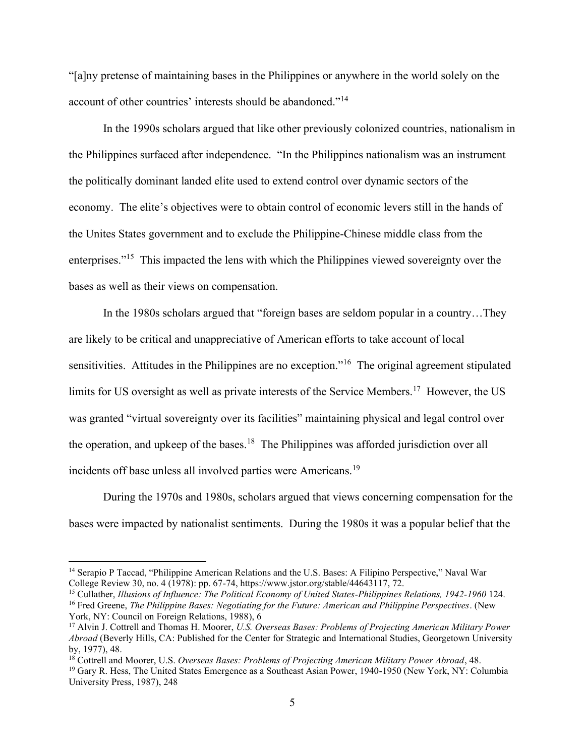"[a]ny pretense of maintaining bases in the Philippines or anywhere in the world solely on the account of other countries' interests should be abandoned."[14]

In the 1990s scholars argued that like other previously colonized countries, nationalism in the Philippines surfaced after independence. "In the Philippines nationalism was an instrument the politically dominant landed elite used to extend control over dynamic sectors of the economy. The elite's objectives were to obtain control of economic levers still in the hands of the Unites States government and to exclude the Philippine-Chinese middle class from the enterprises."[15] This impacted the lens with which the Philippines viewed sovereignty over the bases as well as their views on compensation.

In the 1980s scholars argued that "foreign bases are seldom popular in a country…They are likely to be critical and unappreciative of American efforts to take account of local sensitivities. Attitudes in the Philippines are no exception."[16] The original agreement stipulated limits for US oversight as well as private interests of the Service Members.[17] However, the US was granted "virtual sovereignty over its facilities" maintaining physical and legal control over the operation, and upkeep of the bases.[18] The Philippines was afforded jurisdiction over all incidents off base unless all involved parties were Americans.[19]

During the 1970s and 1980s, scholars argued that views concerning compensation for the bases were impacted by nationalist sentiments. During the 1980s it was a popular belief that the

---

[14] Serapio P Taccad, "Philippine American Relations and the U.S. Bases: A Filipino Perspective," Naval War College Review 30, no. 4 (1978): pp. 67-74, https://www.jstor.org/stable/44643117, 72.

[15] Cullather, *Illusions of Influence: The Political Economy of United States-Philippines Relations, 1942-1960* 124.

[16] Fred Greene, *The Philippine Bases: Negotiating for the Future: American and Philippine Perspectives*. (New York, NY: Council on Foreign Relations, 1988), 6

[17] Alvin J. Cottrell and Thomas H. Moorer, *U.S. Overseas Bases: Problems of Projecting American Military Power Abroad* (Beverly Hills, CA: Published for the Center for Strategic and International Studies, Georgetown University by, 1977), 48.

[18] Cottrell and Moorer, U.S. *Overseas Bases: Problems of Projecting American Military Power Abroad*, 48.

[19] Gary R. Hess, The United States Emergence as a Southeast Asian Power, 1940-1950 (New York, NY: Columbia University Press, 1987), 248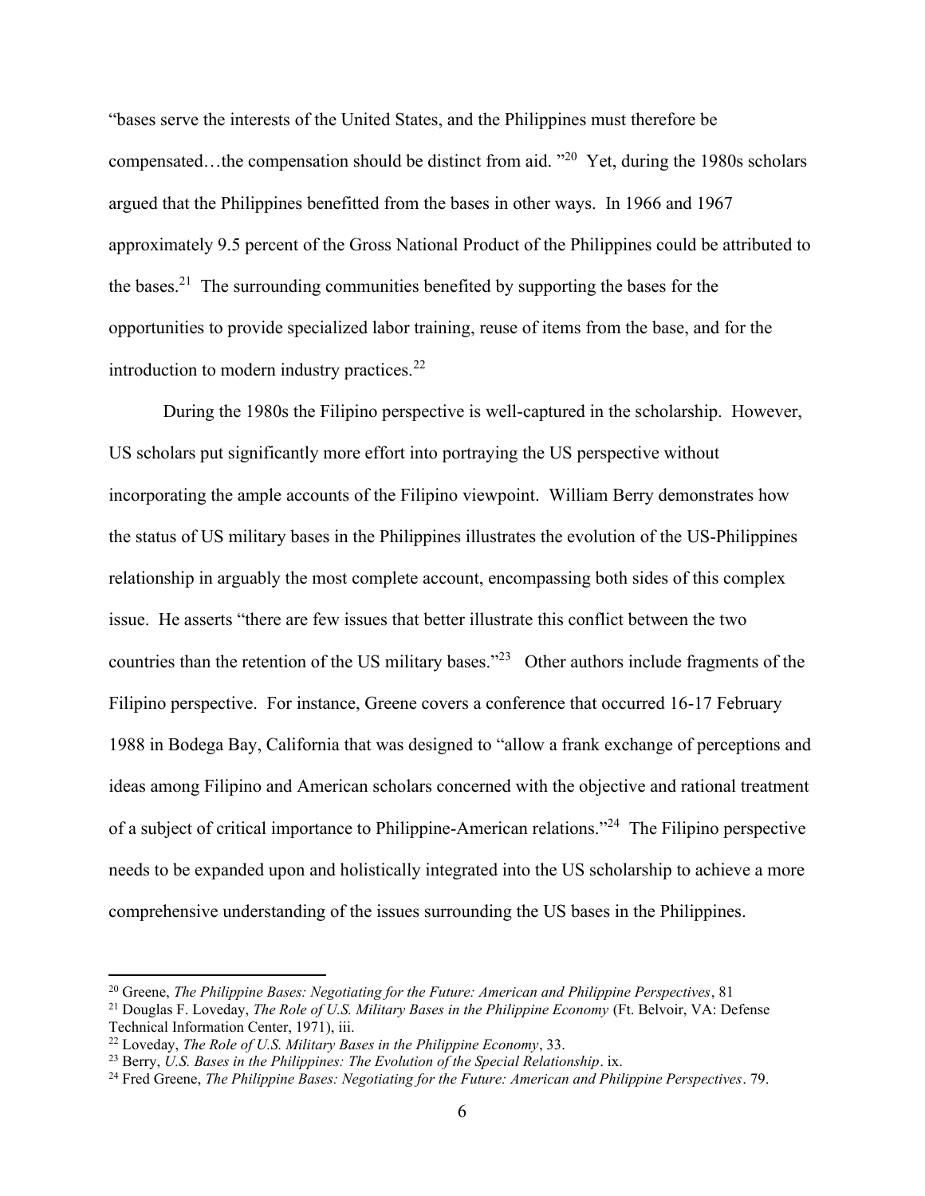"bases serve the interests of the United States, and the Philippines must therefore be compensated…the compensation should be distinct from aid. "[20] Yet, during the 1980s scholars argued that the Philippines benefitted from the bases in other ways. In 1966 and 1967 approximately 9.5 percent of the Gross National Product of the Philippines could be attributed to the bases.[21] The surrounding communities benefited by supporting the bases for the opportunities to provide specialized labor training, reuse of items from the base, and for the introduction to modern industry practices.[22]

During the 1980s the Filipino perspective is well-captured in the scholarship. However, US scholars put significantly more effort into portraying the US perspective without incorporating the ample accounts of the Filipino viewpoint. William Berry demonstrates how the status of US military bases in the Philippines illustrates the evolution of the US-Philippines relationship in arguably the most complete account, encompassing both sides of this complex issue. He asserts "there are few issues that better illustrate this conflict between the two countries than the retention of the US military bases."[23] Other authors include fragments of the Filipino perspective. For instance, Greene covers a conference that occurred 16-17 February 1988 in Bodega Bay, California that was designed to "allow a frank exchange of perceptions and ideas among Filipino and American scholars concerned with the objective and rational treatment of a subject of critical importance to Philippine-American relations."[24] The Filipino perspective needs to be expanded upon and holistically integrated into the US scholarship to achieve a more comprehensive understanding of the issues surrounding the US bases in the Philippines.

---

[20] Greene, *The Philippine Bases: Negotiating for the Future: American and Philippine Perspectives*, 81

[21] Douglas F. Loveday, *The Role of U.S. Military Bases in the Philippine Economy* (Ft. Belvoir, VA: Defense Technical Information Center, 1971), iii.

[22] Loveday, *The Role of U.S. Military Bases in the Philippine Economy*, 33.

[23] Berry, *U.S. Bases in the Philippines: The Evolution of the Special Relationship*. ix.

[24] Fred Greene, *The Philippine Bases: Negotiating for the Future: American and Philippine Perspectives*. 79.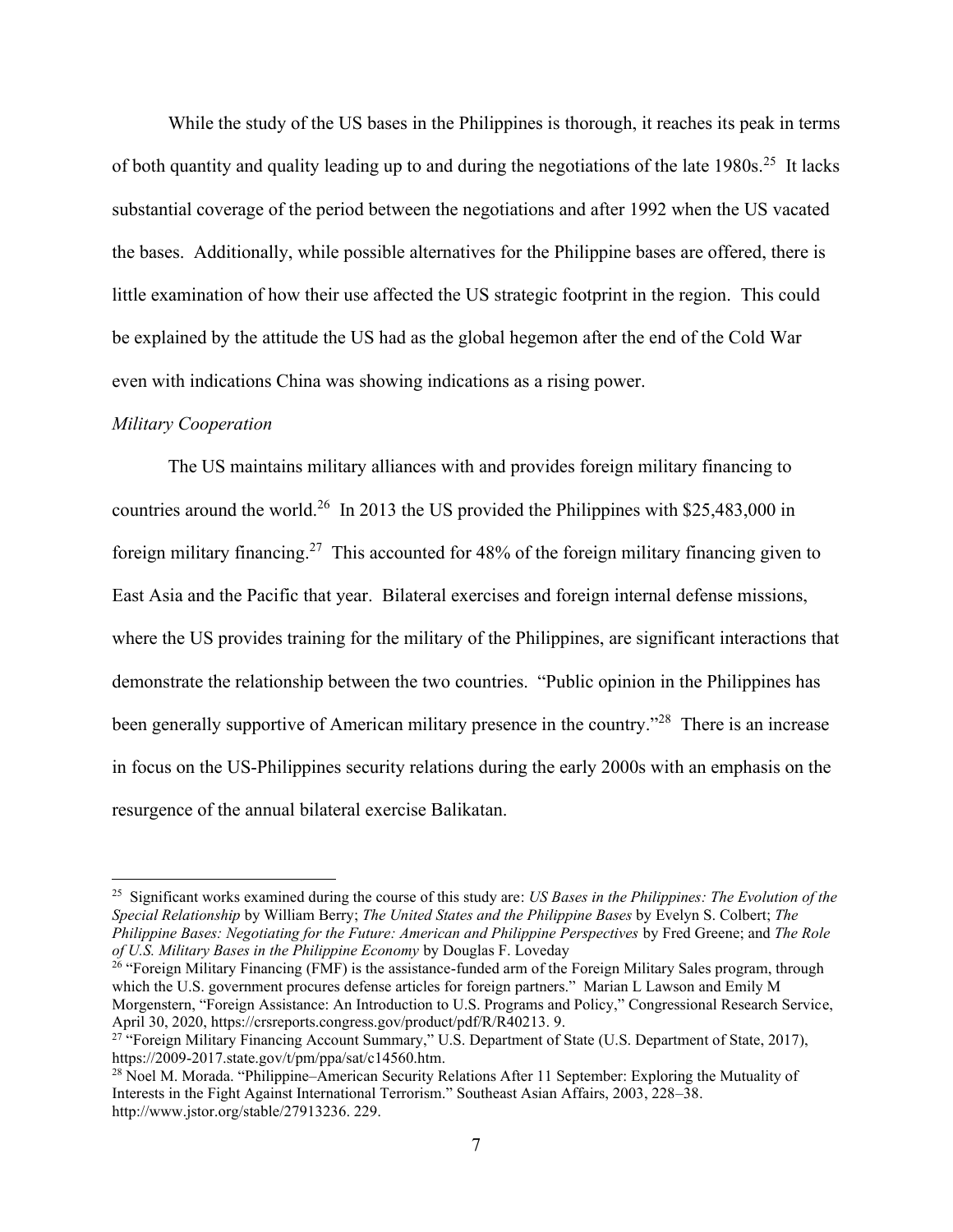While the study of the US bases in the Philippines is thorough, it reaches its peak in terms of both quantity and quality leading up to and during the negotiations of the late 1980s.[25] It lacks substantial coverage of the period between the negotiations and after 1992 when the US vacated the bases. Additionally, while possible alternatives for the Philippine bases are offered, there is little examination of how their use affected the US strategic footprint in the region. This could be explained by the attitude the US had as the global hegemon after the end of the Cold War even with indications China was showing indications as a rising power.

*Military Cooperation*

The US maintains military alliances with and provides foreign military financing to countries around the world.[26] In 2013 the US provided the Philippines with $25,483,000 in foreign military financing.[27] This accounted for 48% of the foreign military financing given to East Asia and the Pacific that year. Bilateral exercises and foreign internal defense missions, where the US provides training for the military of the Philippines, are significant interactions that demonstrate the relationship between the two countries. "Public opinion in the Philippines has been generally supportive of American military presence in the country."[28] There is an increase in focus on the US-Philippines security relations during the early 2000s with an emphasis on the resurgence of the annual bilateral exercise Balikatan.

---

[25] Significant works examined during the course of this study are: *US Bases in the Philippines: The Evolution of the Special Relationship* by William Berry; *The United States and the Philippine Bases* by Evelyn S. Colbert; *The Philippine Bases: Negotiating for the Future: American and Philippine Perspectives* by Fred Greene; and *The Role of U.S. Military Bases in the Philippine Economy* by Douglas F. Loveday

[26] "Foreign Military Financing (FMF) is the assistance-funded arm of the Foreign Military Sales program, through which the U.S. government procures defense articles for foreign partners." Marian L Lawson and Emily M Morgenstern, "Foreign Assistance: An Introduction to U.S. Programs and Policy," Congressional Research Service, April 30, 2020, https://crsreports.congress.gov/product/pdf/R/R40213. 9.

[27] "Foreign Military Financing Account Summary," U.S. Department of State (U.S. Department of State, 2017), https://2009-2017.state.gov/t/pm/ppa/sat/c14560.htm.

[28] Noel M. Morada. "Philippine–American Security Relations After 11 September: Exploring the Mutuality of Interests in the Fight Against International Terrorism." Southeast Asian Affairs, 2003, 228–38. http://www.jstor.org/stable/27913236. 229.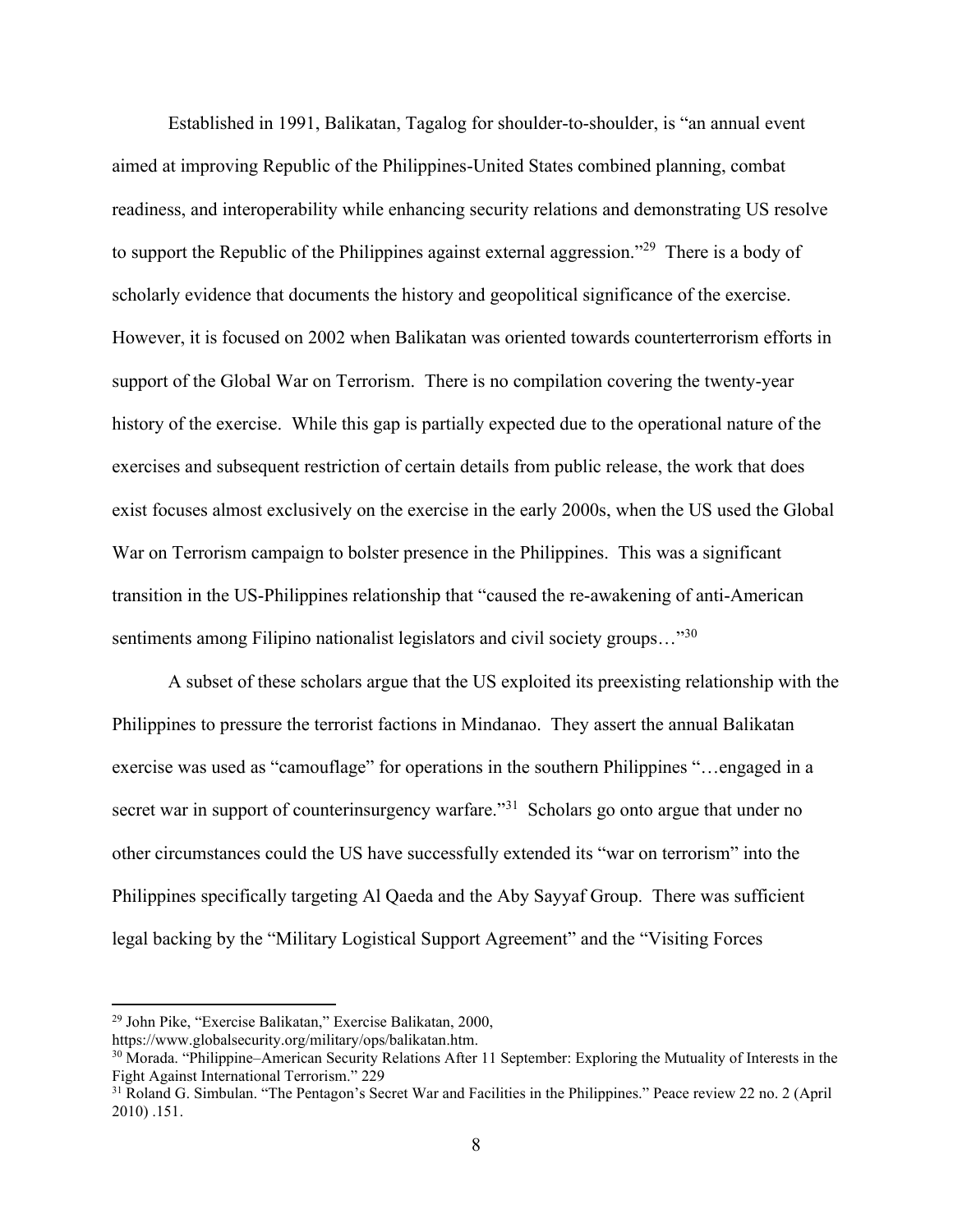Established in 1991, Balikatan, Tagalog for shoulder-to-shoulder, is "an annual event aimed at improving Republic of the Philippines-United States combined planning, combat readiness, and interoperability while enhancing security relations and demonstrating US resolve to support the Republic of the Philippines against external aggression."[29] There is a body of scholarly evidence that documents the history and geopolitical significance of the exercise. However, it is focused on 2002 when Balikatan was oriented towards counterterrorism efforts in support of the Global War on Terrorism. There is no compilation covering the twenty-year history of the exercise. While this gap is partially expected due to the operational nature of the exercises and subsequent restriction of certain details from public release, the work that does exist focuses almost exclusively on the exercise in the early 2000s, when the US used the Global War on Terrorism campaign to bolster presence in the Philippines. This was a significant transition in the US-Philippines relationship that "caused the re-awakening of anti-American sentiments among Filipino nationalist legislators and civil society groups…"[30]

A subset of these scholars argue that the US exploited its preexisting relationship with the Philippines to pressure the terrorist factions in Mindanao. They assert the annual Balikatan exercise was used as "camouflage" for operations in the southern Philippines "…engaged in a secret war in support of counterinsurgency warfare."[31] Scholars go onto argue that under no other circumstances could the US have successfully extended its "war on terrorism" into the Philippines specifically targeting Al Qaeda and the Aby Sayyaf Group. There was sufficient legal backing by the "Military Logistical Support Agreement" and the "Visiting Forces

---

[29] John Pike, "Exercise Balikatan," Exercise Balikatan, 2000, https://www.globalsecurity.org/military/ops/balikatan.htm.

[30] Morada. "Philippine–American Security Relations After 11 September: Exploring the Mutuality of Interests in the Fight Against International Terrorism." 229

[31] Roland G. Simbulan. "The Pentagon's Secret War and Facilities in the Philippines." Peace review 22 no. 2 (April 2010) .151.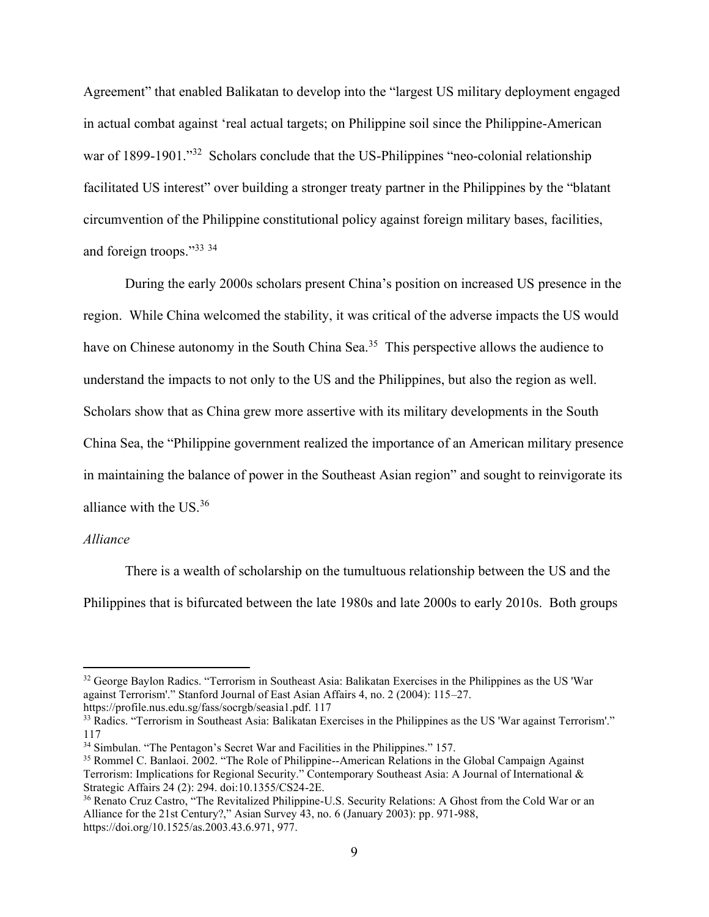Agreement" that enabled Balikatan to develop into the "largest US military deployment engaged in actual combat against 'real actual targets; on Philippine soil since the Philippine-American war of 1899-1901."[32] Scholars conclude that the US-Philippines "neo-colonial relationship facilitated US interest" over building a stronger treaty partner in the Philippines by the "blatant circumvention of the Philippine constitutional policy against foreign military bases, facilities, and foreign troops."[33] [34]

During the early 2000s scholars present China's position on increased US presence in the region. While China welcomed the stability, it was critical of the adverse impacts the US would have on Chinese autonomy in the South China Sea.[35] This perspective allows the audience to understand the impacts to not only to the US and the Philippines, but also the region as well. Scholars show that as China grew more assertive with its military developments in the South China Sea, the "Philippine government realized the importance of an American military presence in maintaining the balance of power in the Southeast Asian region" and sought to reinvigorate its alliance with the US.[36]

*Alliance*

There is a wealth of scholarship on the tumultuous relationship between the US and the Philippines that is bifurcated between the late 1980s and late 2000s to early 2010s. Both groups

---

[32] George Baylon Radics. "Terrorism in Southeast Asia: Balikatan Exercises in the Philippines as the US 'War against Terrorism'." Stanford Journal of East Asian Affairs 4, no. 2 (2004): 115–27. https://profile.nus.edu.sg/fass/socrgb/seasia1.pdf. 117

[33] Radics. "Terrorism in Southeast Asia: Balikatan Exercises in the Philippines as the US 'War against Terrorism'." 117

[34] Simbulan. "The Pentagon's Secret War and Facilities in the Philippines." 157.

[35] Rommel C. Banlaoi. 2002. "The Role of Philippine--American Relations in the Global Campaign Against Terrorism: Implications for Regional Security." Contemporary Southeast Asia: A Journal of International & Strategic Affairs 24 (2): 294. doi:10.1355/CS24-2E.

[36] Renato Cruz Castro, "The Revitalized Philippine-U.S. Security Relations: A Ghost from the Cold War or an Alliance for the 21st Century?," Asian Survey 43, no. 6 (January 2003): pp. 971-988, https://doi.org/10.1525/as.2003.43.6.971, 977.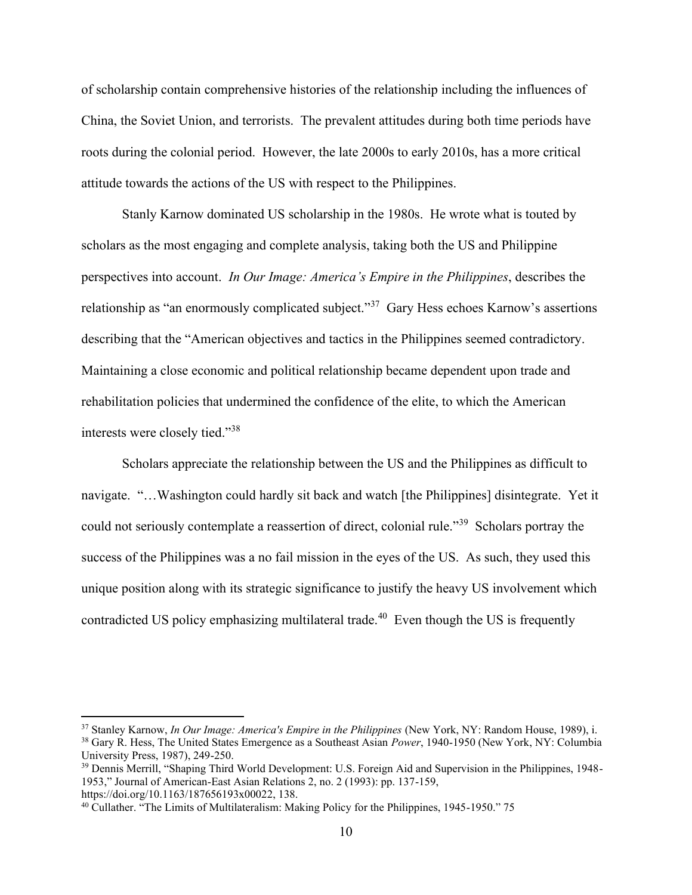of scholarship contain comprehensive histories of the relationship including the influences of China, the Soviet Union, and terrorists. The prevalent attitudes during both time periods have roots during the colonial period. However, the late 2000s to early 2010s, has a more critical attitude towards the actions of the US with respect to the Philippines.

Stanly Karnow dominated US scholarship in the 1980s. He wrote what is touted by scholars as the most engaging and complete analysis, taking both the US and Philippine perspectives into account. *In Our Image: America's Empire in the Philippines*, describes the relationship as "an enormously complicated subject."[37] Gary Hess echoes Karnow's assertions describing that the "American objectives and tactics in the Philippines seemed contradictory. Maintaining a close economic and political relationship became dependent upon trade and rehabilitation policies that undermined the confidence of the elite, to which the American interests were closely tied."[38]

Scholars appreciate the relationship between the US and the Philippines as difficult to navigate. "…Washington could hardly sit back and watch [the Philippines] disintegrate. Yet it could not seriously contemplate a reassertion of direct, colonial rule."[39] Scholars portray the success of the Philippines was a no fail mission in the eyes of the US. As such, they used this unique position along with its strategic significance to justify the heavy US involvement which contradicted US policy emphasizing multilateral trade.[40] Even though the US is frequently

---

[37] Stanley Karnow, *In Our Image: America's Empire in the Philippines* (New York, NY: Random House, 1989), i.

[38] Gary R. Hess, The United States Emergence as a Southeast Asian *Power*, 1940-1950 (New York, NY: Columbia University Press, 1987), 249-250.

[39] Dennis Merrill, "Shaping Third World Development: U.S. Foreign Aid and Supervision in the Philippines, 1948-1953," Journal of American-East Asian Relations 2, no. 2 (1993): pp. 137-159, https://doi.org/10.1163/187656193x00022, 138.

[40] Cullather. "The Limits of Multilateralism: Making Policy for the Philippines, 1945-1950." 75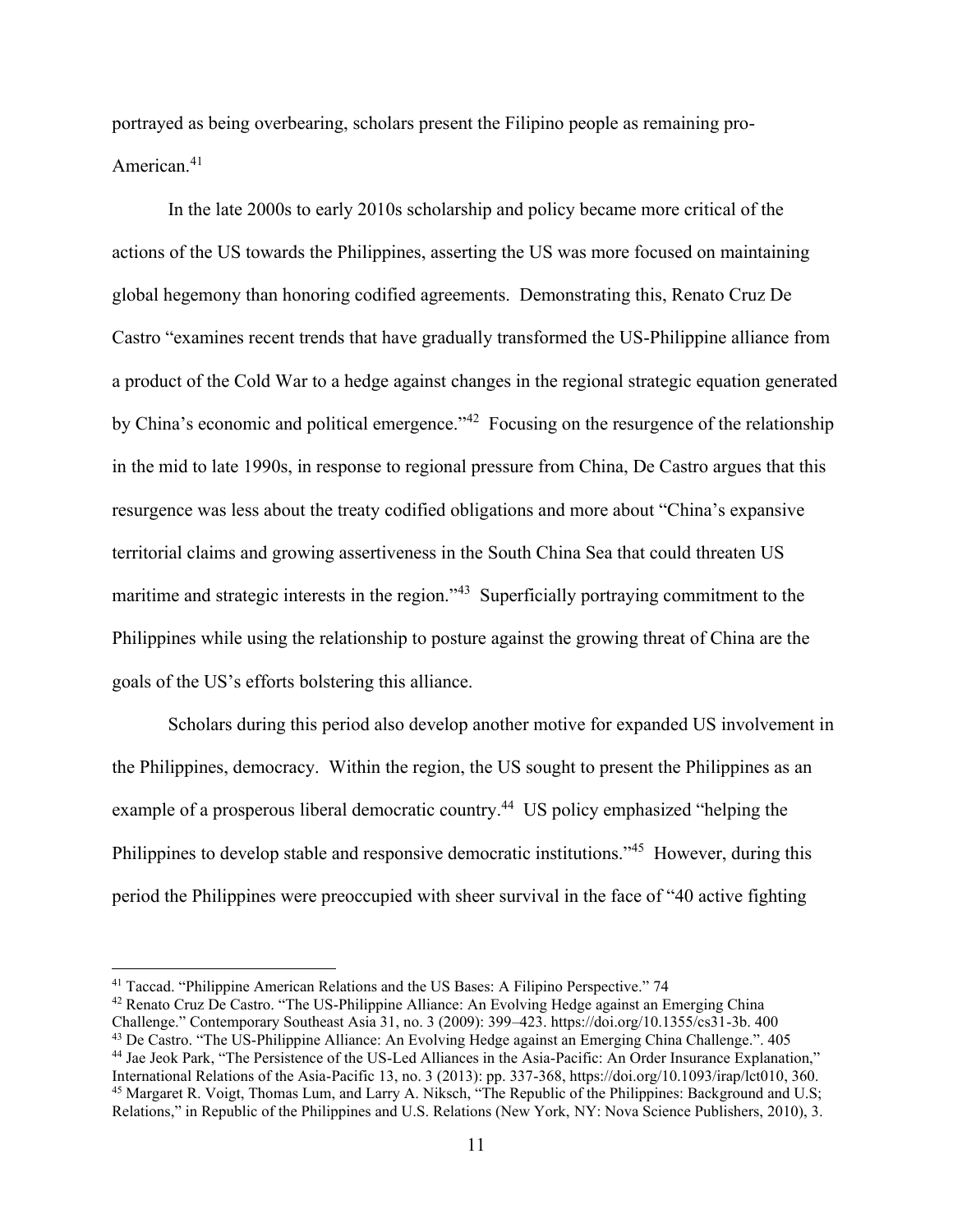portrayed as being overbearing, scholars present the Filipino people as remaining pro-American.[41]

In the late 2000s to early 2010s scholarship and policy became more critical of the actions of the US towards the Philippines, asserting the US was more focused on maintaining global hegemony than honoring codified agreements. Demonstrating this, Renato Cruz De Castro "examines recent trends that have gradually transformed the US-Philippine alliance from a product of the Cold War to a hedge against changes in the regional strategic equation generated by China's economic and political emergence."[42] Focusing on the resurgence of the relationship in the mid to late 1990s, in response to regional pressure from China, De Castro argues that this resurgence was less about the treaty codified obligations and more about "China's expansive territorial claims and growing assertiveness in the South China Sea that could threaten US maritime and strategic interests in the region."[43] Superficially portraying commitment to the Philippines while using the relationship to posture against the growing threat of China are the goals of the US's efforts bolstering this alliance.

Scholars during this period also develop another motive for expanded US involvement in the Philippines, democracy. Within the region, the US sought to present the Philippines as an example of a prosperous liberal democratic country.[44] US policy emphasized "helping the Philippines to develop stable and responsive democratic institutions."[45] However, during this period the Philippines were preoccupied with sheer survival in the face of "40 active fighting

---

[41] Taccad. "Philippine American Relations and the US Bases: A Filipino Perspective." 74

[42] Renato Cruz De Castro. "The US-Philippine Alliance: An Evolving Hedge against an Emerging China Challenge." Contemporary Southeast Asia 31, no. 3 (2009): 399–423. https://doi.org/10.1355/cs31-3b. 400

[43] De Castro. "The US-Philippine Alliance: An Evolving Hedge against an Emerging China Challenge.". 405

[44] Jae Jeok Park, "The Persistence of the US-Led Alliances in the Asia-Pacific: An Order Insurance Explanation," International Relations of the Asia-Pacific 13, no. 3 (2013): pp. 337-368, https://doi.org/10.1093/irap/lct010, 360.

[45] Margaret R. Voigt, Thomas Lum, and Larry A. Niksch, "The Republic of the Philippines: Background and U.S; Relations," in Republic of the Philippines and U.S. Relations (New York, NY: Nova Science Publishers, 2010), 3.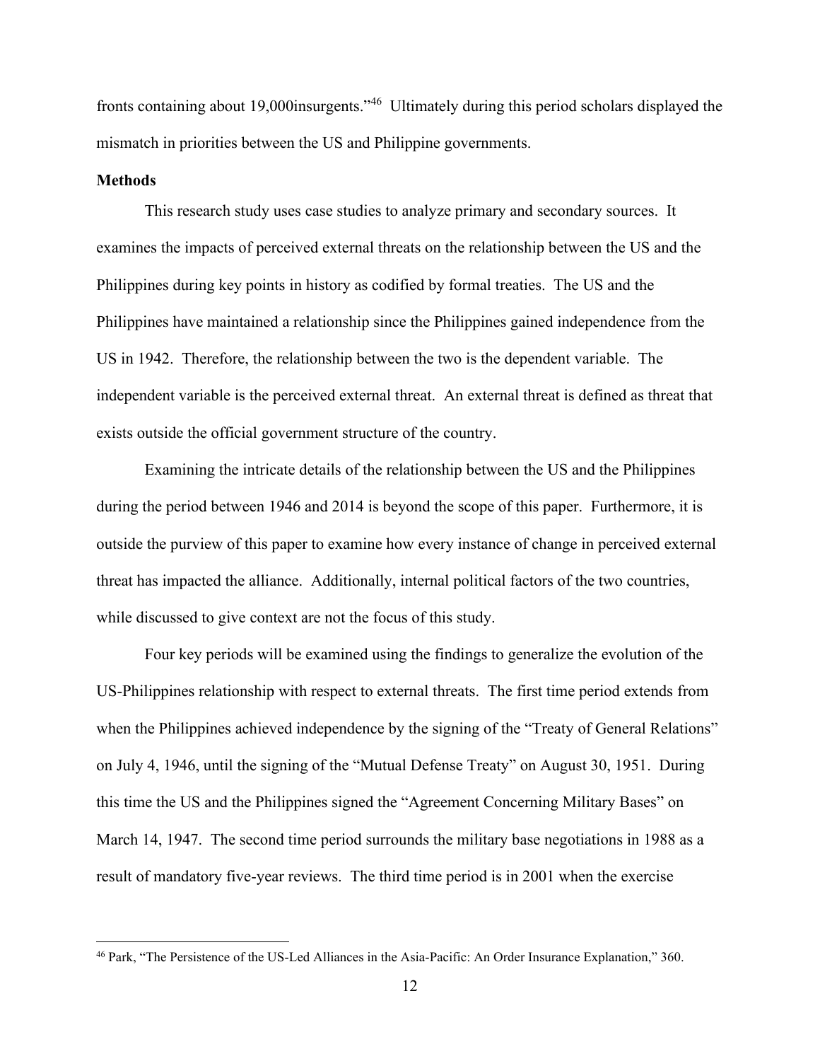fronts containing about 19,000insurgents."[46] Ultimately during this period scholars displayed the mismatch in priorities between the US and Philippine governments.

**Methods**

This research study uses case studies to analyze primary and secondary sources. It examines the impacts of perceived external threats on the relationship between the US and the Philippines during key points in history as codified by formal treaties. The US and the Philippines have maintained a relationship since the Philippines gained independence from the US in 1942. Therefore, the relationship between the two is the dependent variable. The independent variable is the perceived external threat. An external threat is defined as threat that exists outside the official government structure of the country.

Examining the intricate details of the relationship between the US and the Philippines during the period between 1946 and 2014 is beyond the scope of this paper. Furthermore, it is outside the purview of this paper to examine how every instance of change in perceived external threat has impacted the alliance. Additionally, internal political factors of the two countries, while discussed to give context are not the focus of this study.

Four key periods will be examined using the findings to generalize the evolution of the US-Philippines relationship with respect to external threats. The first time period extends from when the Philippines achieved independence by the signing of the "Treaty of General Relations" on July 4, 1946, until the signing of the "Mutual Defense Treaty" on August 30, 1951. During this time the US and the Philippines signed the "Agreement Concerning Military Bases" on March 14, 1947. The second time period surrounds the military base negotiations in 1988 as a result of mandatory five-year reviews. The third time period is in 2001 when the exercise

---

[46] Park, "The Persistence of the US-Led Alliances in the Asia-Pacific: An Order Insurance Explanation," 360.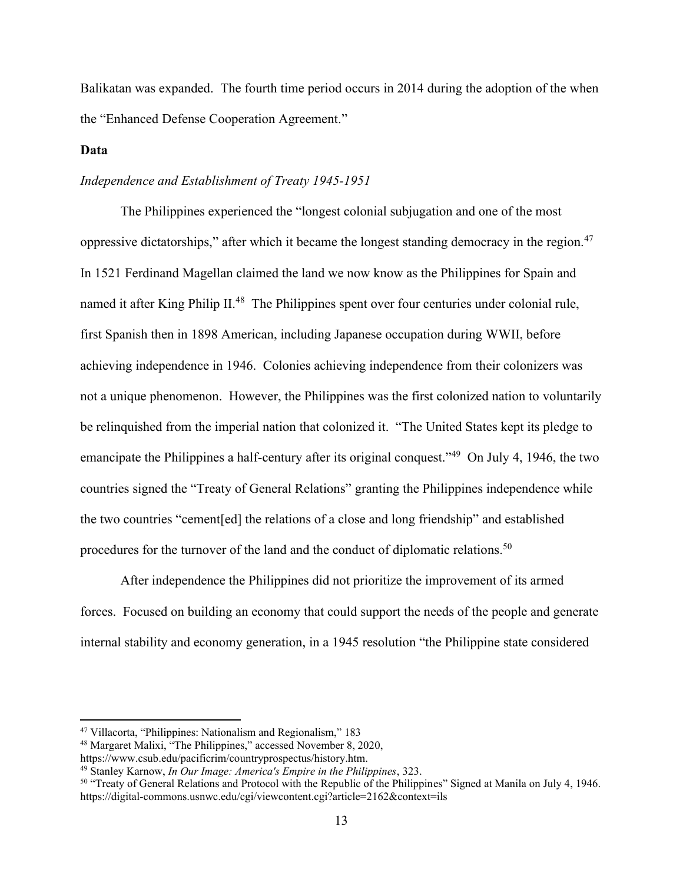Balikatan was expanded. The fourth time period occurs in 2014 during the adoption of the when the "Enhanced Defense Cooperation Agreement."

**Data**

*Independence and Establishment of Treaty 1945-1951*

The Philippines experienced the "longest colonial subjugation and one of the most oppressive dictatorships," after which it became the longest standing democracy in the region.[47] In 1521 Ferdinand Magellan claimed the land we now know as the Philippines for Spain and named it after King Philip II.[48] The Philippines spent over four centuries under colonial rule, first Spanish then in 1898 American, including Japanese occupation during WWII, before achieving independence in 1946. Colonies achieving independence from their colonizers was not a unique phenomenon. However, the Philippines was the first colonized nation to voluntarily be relinquished from the imperial nation that colonized it. "The United States kept its pledge to emancipate the Philippines a half-century after its original conquest."[49] On July 4, 1946, the two countries signed the "Treaty of General Relations" granting the Philippines independence while the two countries "cement[ed] the relations of a close and long friendship" and established procedures for the turnover of the land and the conduct of diplomatic relations.[50]

After independence the Philippines did not prioritize the improvement of its armed forces. Focused on building an economy that could support the needs of the people and generate internal stability and economy generation, in a 1945 resolution "the Philippine state considered

---

[47] Villacorta, "Philippines: Nationalism and Regionalism," 183

[48] Margaret Malixi, "The Philippines," accessed November 8, 2020, https://www.csub.edu/pacificrim/countryprospectus/history.htm.

[49] Stanley Karnow, *In Our Image: America's Empire in the Philippines*, 323.

[50] "Treaty of General Relations and Protocol with the Republic of the Philippines" Signed at Manila on July 4, 1946. https://digital-commons.usnwc.edu/cgi/viewcontent.cgi?article=2162&context=ils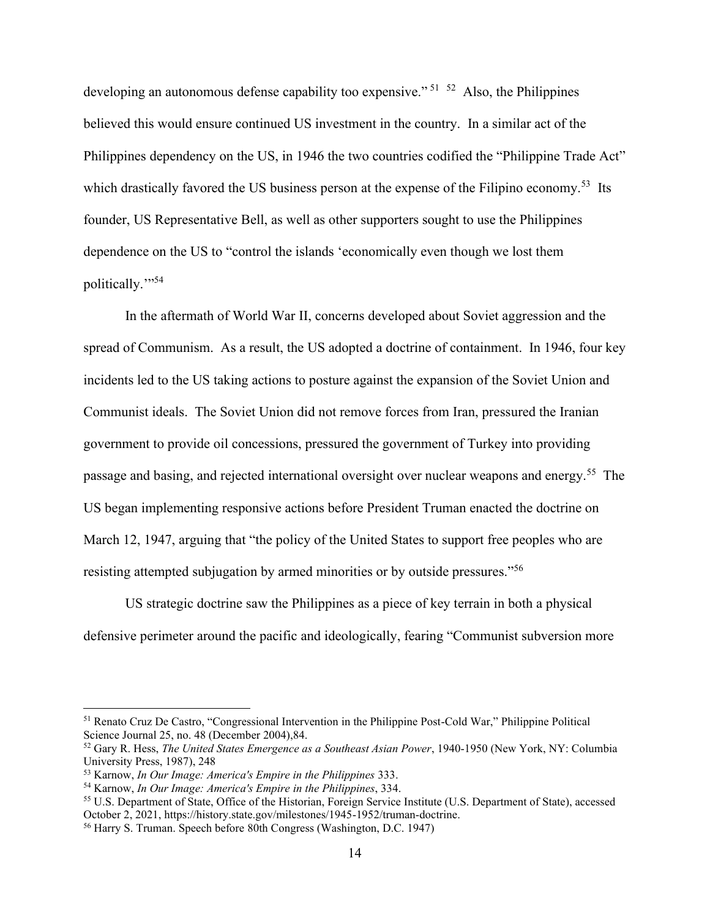developing an autonomous defense capability too expensive."[51] [52] Also, the Philippines believed this would ensure continued US investment in the country. In a similar act of the Philippines dependency on the US, in 1946 the two countries codified the "Philippine Trade Act" which drastically favored the US business person at the expense of the Filipino economy.[53] Its founder, US Representative Bell, as well as other supporters sought to use the Philippines dependence on the US to "control the islands 'economically even though we lost them politically.'"[54]

In the aftermath of World War II, concerns developed about Soviet aggression and the spread of Communism. As a result, the US adopted a doctrine of containment. In 1946, four key incidents led to the US taking actions to posture against the expansion of the Soviet Union and Communist ideals. The Soviet Union did not remove forces from Iran, pressured the Iranian government to provide oil concessions, pressured the government of Turkey into providing passage and basing, and rejected international oversight over nuclear weapons and energy.[55] The US began implementing responsive actions before President Truman enacted the doctrine on March 12, 1947, arguing that "the policy of the United States to support free peoples who are resisting attempted subjugation by armed minorities or by outside pressures."[56]

US strategic doctrine saw the Philippines as a piece of key terrain in both a physical defensive perimeter around the pacific and ideologically, fearing "Communist subversion more

---

[51] Renato Cruz De Castro, "Congressional Intervention in the Philippine Post-Cold War," Philippine Political Science Journal 25, no. 48 (December 2004),84.

[52] Gary R. Hess, *The United States Emergence as a Southeast Asian Power*, 1940-1950 (New York, NY: Columbia University Press, 1987), 248

[53] Karnow, *In Our Image: America's Empire in the Philippines* 333.

[54] Karnow, *In Our Image: America's Empire in the Philippines*, 334.

[55] U.S. Department of State, Office of the Historian, Foreign Service Institute (U.S. Department of State), accessed October 2, 2021, https://history.state.gov/milestones/1945-1952/truman-doctrine.

[56] Harry S. Truman. Speech before 80th Congress (Washington, D.C. 1947)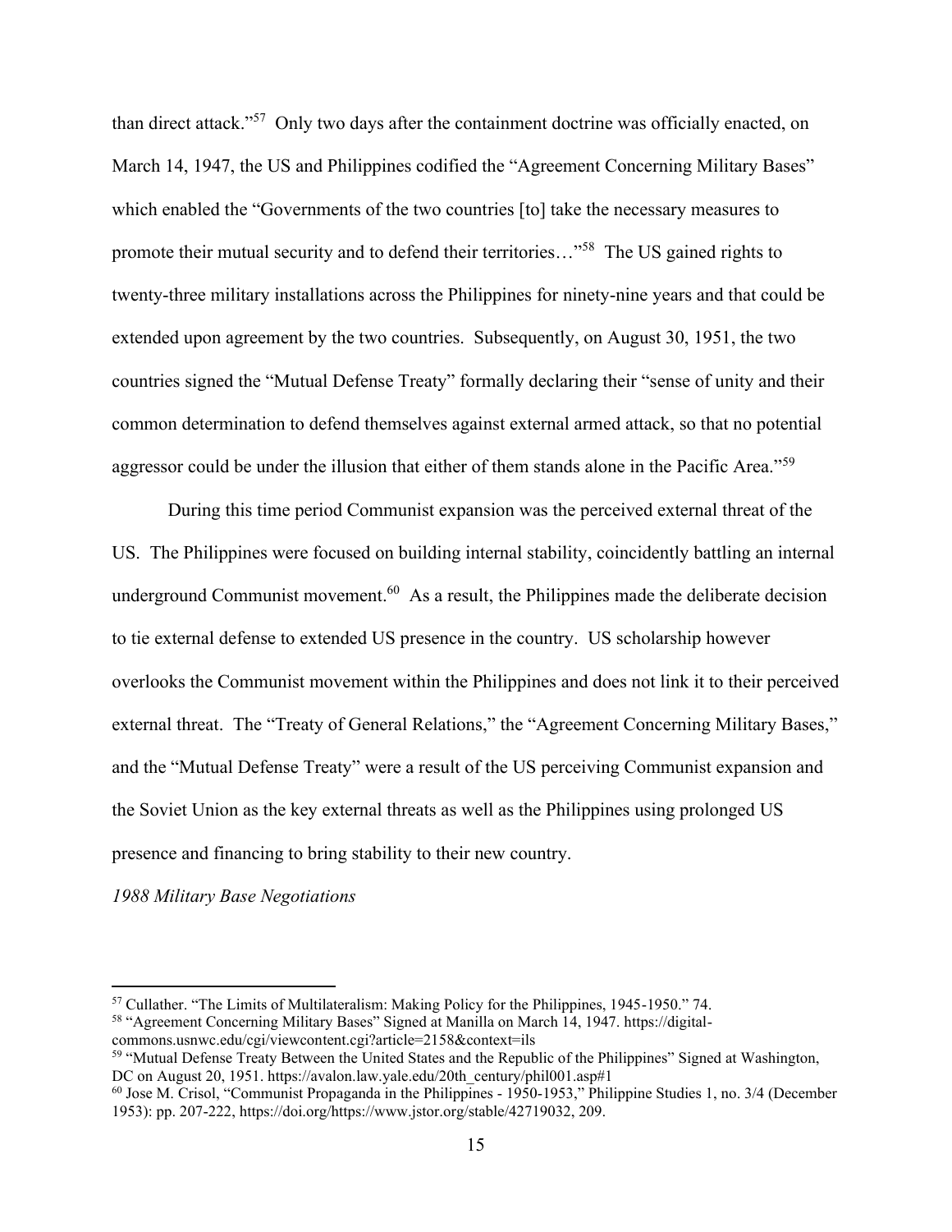than direct attack."[57] Only two days after the containment doctrine was officially enacted, on March 14, 1947, the US and Philippines codified the "Agreement Concerning Military Bases" which enabled the "Governments of the two countries [to] take the necessary measures to promote their mutual security and to defend their territories…"[58] The US gained rights to twenty-three military installations across the Philippines for ninety-nine years and that could be extended upon agreement by the two countries. Subsequently, on August 30, 1951, the two countries signed the "Mutual Defense Treaty" formally declaring their "sense of unity and their common determination to defend themselves against external armed attack, so that no potential aggressor could be under the illusion that either of them stands alone in the Pacific Area."[59]

During this time period Communist expansion was the perceived external threat of the US. The Philippines were focused on building internal stability, coincidently battling an internal underground Communist movement.[60] As a result, the Philippines made the deliberate decision to tie external defense to extended US presence in the country. US scholarship however overlooks the Communist movement within the Philippines and does not link it to their perceived external threat. The "Treaty of General Relations," the "Agreement Concerning Military Bases," and the "Mutual Defense Treaty" were a result of the US perceiving Communist expansion and the Soviet Union as the key external threats as well as the Philippines using prolonged US presence and financing to bring stability to their new country.

*1988 Military Base Negotiations*

---

[57] Cullather. "The Limits of Multilateralism: Making Policy for the Philippines, 1945-1950." 74.

[58] "Agreement Concerning Military Bases" Signed at Manilla on March 14, 1947. https://digital-commons.usnwc.edu/cgi/viewcontent.cgi?article=2158&context=ils

[59] "Mutual Defense Treaty Between the United States and the Republic of the Philippines" Signed at Washington, DC on August 20, 1951. https://avalon.law.yale.edu/20th_century/phil001.asp#1

[60] Jose M. Crisol, "Communist Propaganda in the Philippines - 1950-1953," Philippine Studies 1, no. 3/4 (December 1953): pp. 207-222, https://doi.org/https://www.jstor.org/stable/42719032, 209.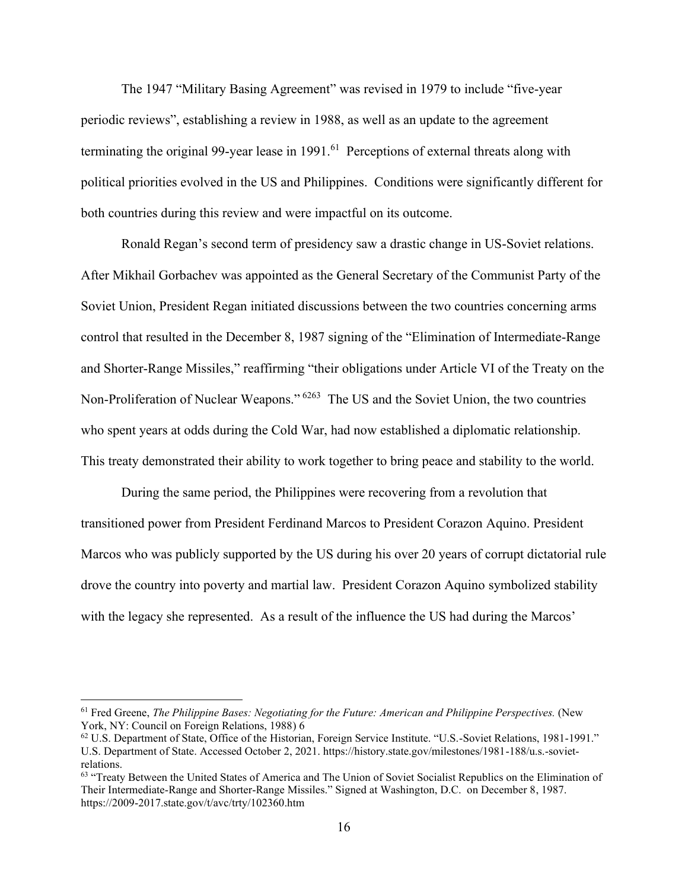The 1947 "Military Basing Agreement" was revised in 1979 to include "five-year periodic reviews", establishing a review in 1988, as well as an update to the agreement terminating the original 99-year lease in 1991.[61] Perceptions of external threats along with political priorities evolved in the US and Philippines. Conditions were significantly different for both countries during this review and were impactful on its outcome.

Ronald Regan's second term of presidency saw a drastic change in US-Soviet relations. After Mikhail Gorbachev was appointed as the General Secretary of the Communist Party of the Soviet Union, President Regan initiated discussions between the two countries concerning arms control that resulted in the December 8, 1987 signing of the "Elimination of Intermediate-Range and Shorter-Range Missiles," reaffirming "their obligations under Article VI of the Treaty on the Non-Proliferation of Nuclear Weapons."[62][63] The US and the Soviet Union, the two countries who spent years at odds during the Cold War, had now established a diplomatic relationship. This treaty demonstrated their ability to work together to bring peace and stability to the world.

During the same period, the Philippines were recovering from a revolution that transitioned power from President Ferdinand Marcos to President Corazon Aquino. President Marcos who was publicly supported by the US during his over 20 years of corrupt dictatorial rule drove the country into poverty and martial law. President Corazon Aquino symbolized stability with the legacy she represented. As a result of the influence the US had during the Marcos'

---

[61] Fred Greene, *The Philippine Bases: Negotiating for the Future: American and Philippine Perspectives.* (New York, NY: Council on Foreign Relations, 1988) 6

[62] U.S. Department of State, Office of the Historian, Foreign Service Institute. "U.S.-Soviet Relations, 1981-1991." U.S. Department of State. Accessed October 2, 2021. https://history.state.gov/milestones/1981-188/u.s.-soviet-relations.

[63] "Treaty Between the United States of America and The Union of Soviet Socialist Republics on the Elimination of Their Intermediate-Range and Shorter-Range Missiles." Signed at Washington, D.C. on December 8, 1987. https://2009-2017.state.gov/t/avc/trty/102360.htm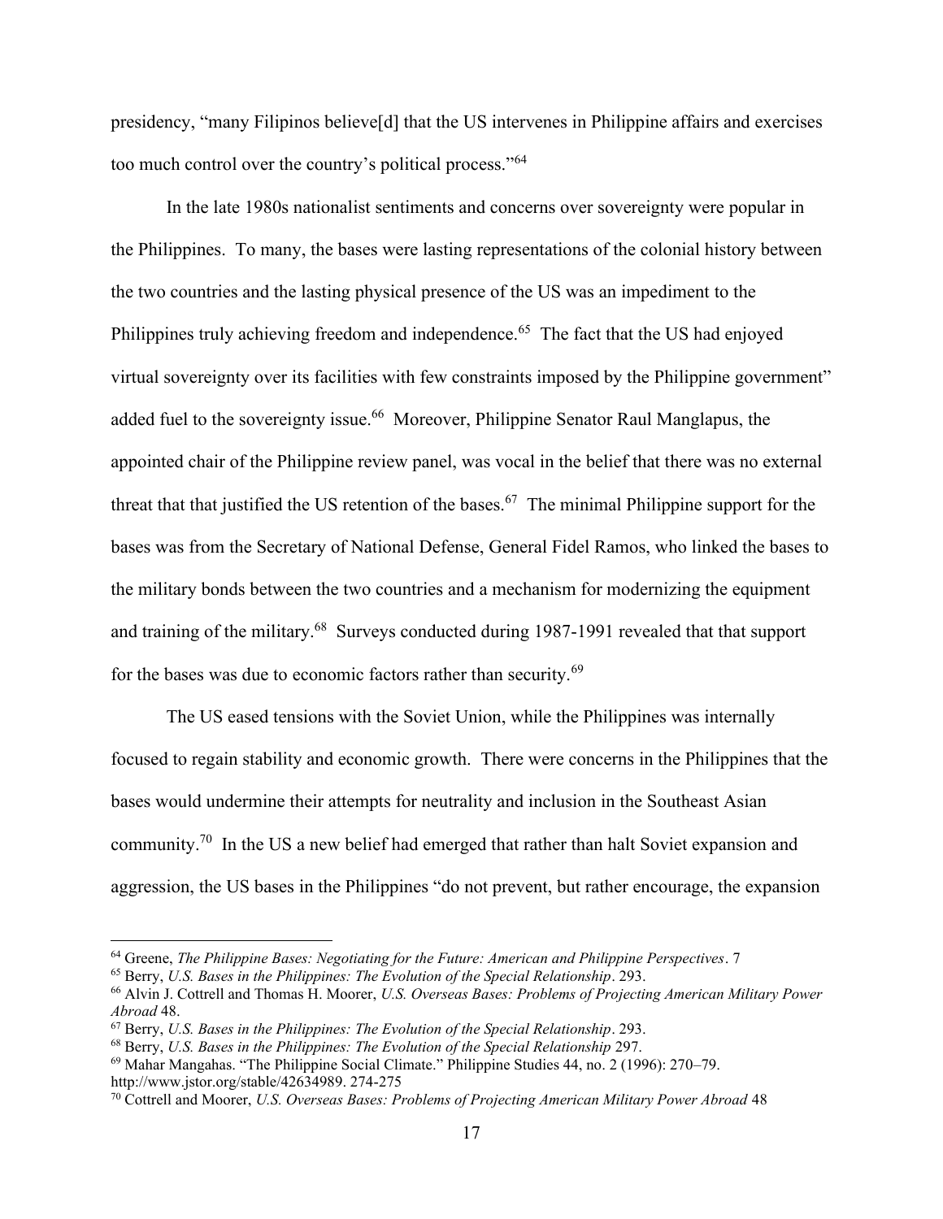presidency, "many Filipinos believe[d] that the US intervenes in Philippine affairs and exercises too much control over the country's political process."[64]

In the late 1980s nationalist sentiments and concerns over sovereignty were popular in the Philippines. To many, the bases were lasting representations of the colonial history between the two countries and the lasting physical presence of the US was an impediment to the Philippines truly achieving freedom and independence.[65] The fact that the US had enjoyed virtual sovereignty over its facilities with few constraints imposed by the Philippine government" added fuel to the sovereignty issue.[66] Moreover, Philippine Senator Raul Manglapus, the appointed chair of the Philippine review panel, was vocal in the belief that there was no external threat that that justified the US retention of the bases.[67] The minimal Philippine support for the bases was from the Secretary of National Defense, General Fidel Ramos, who linked the bases to the military bonds between the two countries and a mechanism for modernizing the equipment and training of the military.[68] Surveys conducted during 1987-1991 revealed that that support for the bases was due to economic factors rather than security.[69]

The US eased tensions with the Soviet Union, while the Philippines was internally focused to regain stability and economic growth. There were concerns in the Philippines that the bases would undermine their attempts for neutrality and inclusion in the Southeast Asian community.[70] In the US a new belief had emerged that rather than halt Soviet expansion and aggression, the US bases in the Philippines "do not prevent, but rather encourage, the expansion

---

[64] Greene, *The Philippine Bases: Negotiating for the Future: American and Philippine Perspectives*. 7

[65] Berry, *U.S. Bases in the Philippines: The Evolution of the Special Relationship*. 293.

[66] Alvin J. Cottrell and Thomas H. Moorer, *U.S. Overseas Bases: Problems of Projecting American Military Power Abroad* 48.

[67] Berry, *U.S. Bases in the Philippines: The Evolution of the Special Relationship*. 293.

[68] Berry, *U.S. Bases in the Philippines: The Evolution of the Special Relationship* 297.

[69] Mahar Mangahas. "The Philippine Social Climate." Philippine Studies 44, no. 2 (1996): 270–79. http://www.jstor.org/stable/42634989. 274-275

[70] Cottrell and Moorer, *U.S. Overseas Bases: Problems of Projecting American Military Power Abroad* 48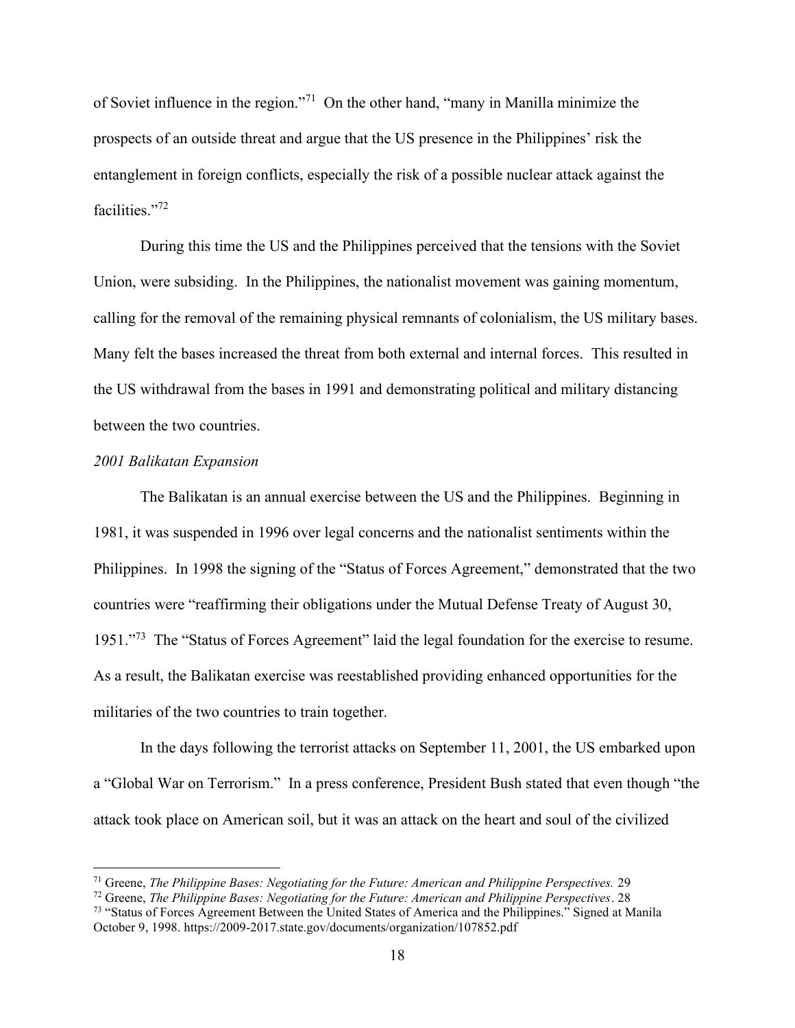of Soviet influence in the region."[71] On the other hand, "many in Manilla minimize the prospects of an outside threat and argue that the US presence in the Philippines' risk the entanglement in foreign conflicts, especially the risk of a possible nuclear attack against the facilities."[72]

During this time the US and the Philippines perceived that the tensions with the Soviet Union, were subsiding. In the Philippines, the nationalist movement was gaining momentum, calling for the removal of the remaining physical remnants of colonialism, the US military bases. Many felt the bases increased the threat from both external and internal forces. This resulted in the US withdrawal from the bases in 1991 and demonstrating political and military distancing between the two countries.

*2001 Balikatan Expansion*

The Balikatan is an annual exercise between the US and the Philippines. Beginning in 1981, it was suspended in 1996 over legal concerns and the nationalist sentiments within the Philippines. In 1998 the signing of the "Status of Forces Agreement," demonstrated that the two countries were "reaffirming their obligations under the Mutual Defense Treaty of August 30, 1951."[73] The "Status of Forces Agreement" laid the legal foundation for the exercise to resume. As a result, the Balikatan exercise was reestablished providing enhanced opportunities for the militaries of the two countries to train together.

In the days following the terrorist attacks on September 11, 2001, the US embarked upon a "Global War on Terrorism." In a press conference, President Bush stated that even though "the attack took place on American soil, but it was an attack on the heart and soul of the civilized

---

[71] Greene, *The Philippine Bases: Negotiating for the Future: American and Philippine Perspectives.* 29

[72] Greene, *The Philippine Bases: Negotiating for the Future: American and Philippine Perspectives*. 28

[73] "Status of Forces Agreement Between the United States of America and the Philippines." Signed at Manila October 9, 1998. https://2009-2017.state.gov/documents/organization/107852.pdf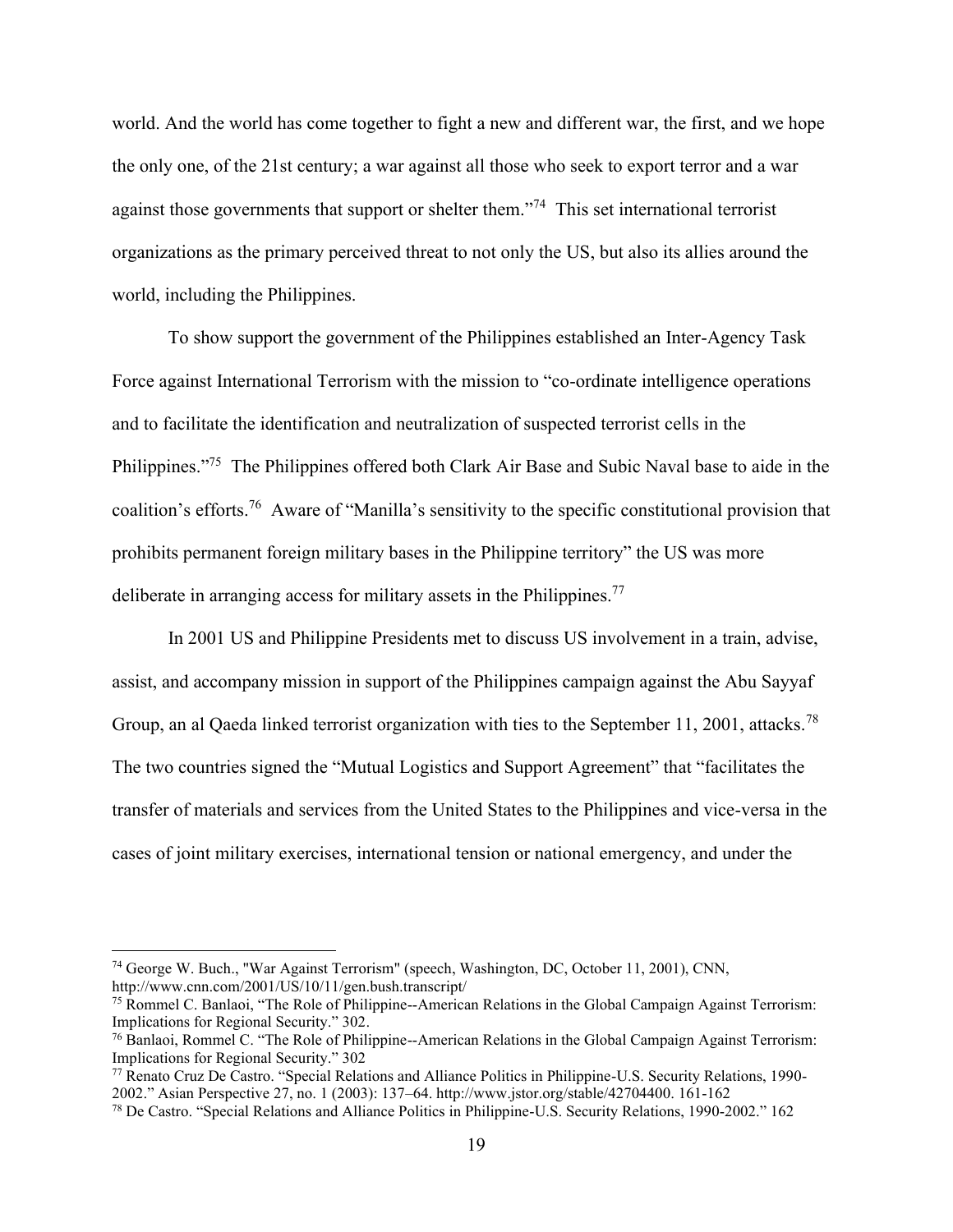world. And the world has come together to fight a new and different war, the first, and we hope the only one, of the 21st century; a war against all those who seek to export terror and a war against those governments that support or shelter them."[74] This set international terrorist organizations as the primary perceived threat to not only the US, but also its allies around the world, including the Philippines.

To show support the government of the Philippines established an Inter-Agency Task Force against International Terrorism with the mission to "co-ordinate intelligence operations and to facilitate the identification and neutralization of suspected terrorist cells in the Philippines."[75] The Philippines offered both Clark Air Base and Subic Naval base to aide in the coalition's efforts.[76] Aware of "Manilla's sensitivity to the specific constitutional provision that prohibits permanent foreign military bases in the Philippine territory" the US was more deliberate in arranging access for military assets in the Philippines.[77]

In 2001 US and Philippine Presidents met to discuss US involvement in a train, advise, assist, and accompany mission in support of the Philippines campaign against the Abu Sayyaf Group, an al Qaeda linked terrorist organization with ties to the September 11, 2001, attacks.[78] The two countries signed the "Mutual Logistics and Support Agreement" that "facilitates the transfer of materials and services from the United States to the Philippines and vice-versa in the cases of joint military exercises, international tension or national emergency, and under the

---

[74] George W. Buch., "War Against Terrorism" (speech, Washington, DC, October 11, 2001), CNN, http://www.cnn.com/2001/US/10/11/gen.bush.transcript/

[75] Rommel C. Banlaoi, "The Role of Philippine--American Relations in the Global Campaign Against Terrorism: Implications for Regional Security." 302.

[76] Banlaoi, Rommel C. "The Role of Philippine--American Relations in the Global Campaign Against Terrorism: Implications for Regional Security." 302

[77] Renato Cruz De Castro. "Special Relations and Alliance Politics in Philippine-U.S. Security Relations, 1990-2002." Asian Perspective 27, no. 1 (2003): 137–64. http://www.jstor.org/stable/42704400. 161-162

[78] De Castro. "Special Relations and Alliance Politics in Philippine-U.S. Security Relations, 1990-2002." 162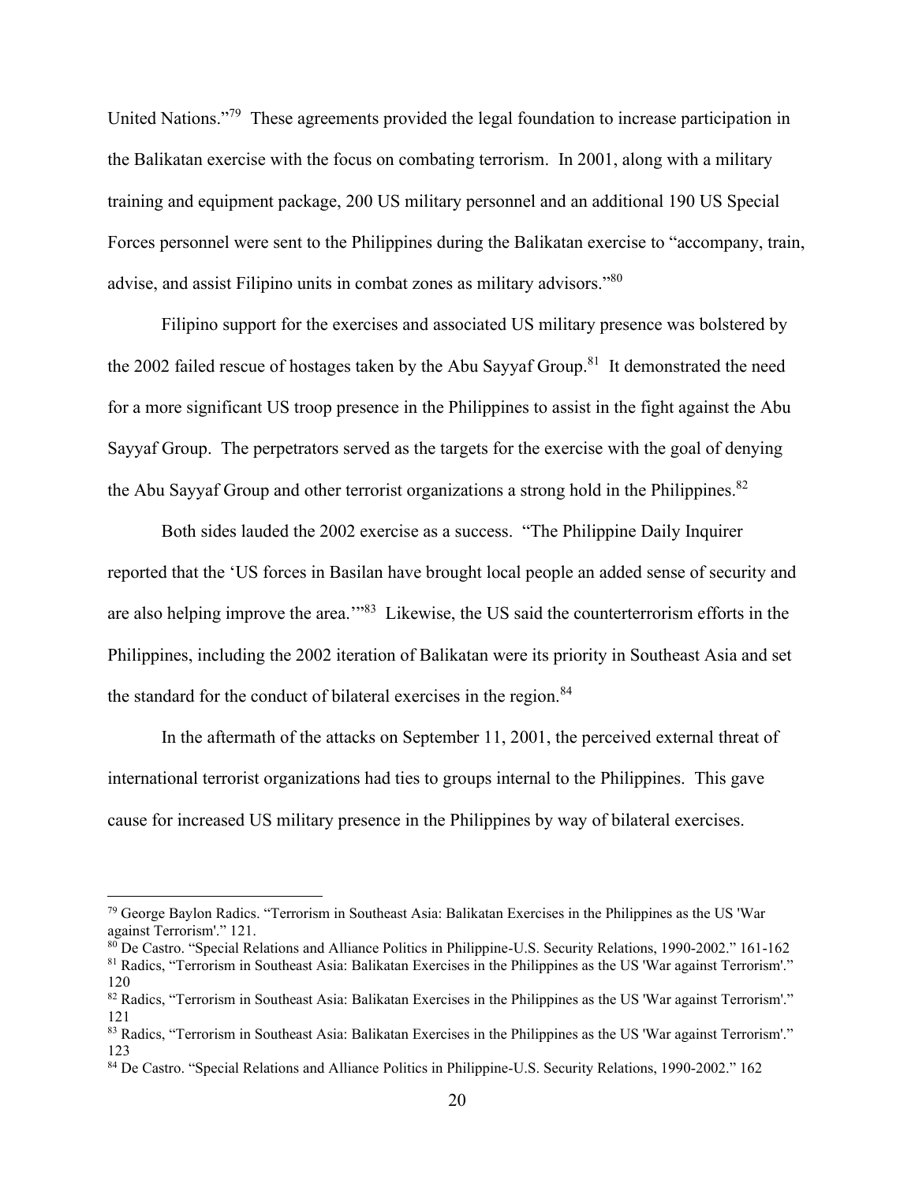United Nations."[79] These agreements provided the legal foundation to increase participation in the Balikatan exercise with the focus on combating terrorism. In 2001, along with a military training and equipment package, 200 US military personnel and an additional 190 US Special Forces personnel were sent to the Philippines during the Balikatan exercise to "accompany, train, advise, and assist Filipino units in combat zones as military advisors."[80]

Filipino support for the exercises and associated US military presence was bolstered by the 2002 failed rescue of hostages taken by the Abu Sayyaf Group.[81] It demonstrated the need for a more significant US troop presence in the Philippines to assist in the fight against the Abu Sayyaf Group. The perpetrators served as the targets for the exercise with the goal of denying the Abu Sayyaf Group and other terrorist organizations a strong hold in the Philippines.[82]

Both sides lauded the 2002 exercise as a success. "The Philippine Daily Inquirer reported that the 'US forces in Basilan have brought local people an added sense of security and are also helping improve the area.'"[83] Likewise, the US said the counterterrorism efforts in the Philippines, including the 2002 iteration of Balikatan were its priority in Southeast Asia and set the standard for the conduct of bilateral exercises in the region.[84]

In the aftermath of the attacks on September 11, 2001, the perceived external threat of international terrorist organizations had ties to groups internal to the Philippines. This gave cause for increased US military presence in the Philippines by way of bilateral exercises.

---

[79] George Baylon Radics. "Terrorism in Southeast Asia: Balikatan Exercises in the Philippines as the US 'War against Terrorism'." 121.

[80] De Castro. "Special Relations and Alliance Politics in Philippine-U.S. Security Relations, 1990-2002." 161-162

[81] Radics, "Terrorism in Southeast Asia: Balikatan Exercises in the Philippines as the US 'War against Terrorism'." 120

[82] Radics, "Terrorism in Southeast Asia: Balikatan Exercises in the Philippines as the US 'War against Terrorism'." 121

[83] Radics, "Terrorism in Southeast Asia: Balikatan Exercises in the Philippines as the US 'War against Terrorism'." 123

[84] De Castro. "Special Relations and Alliance Politics in Philippine-U.S. Security Relations, 1990-2002." 162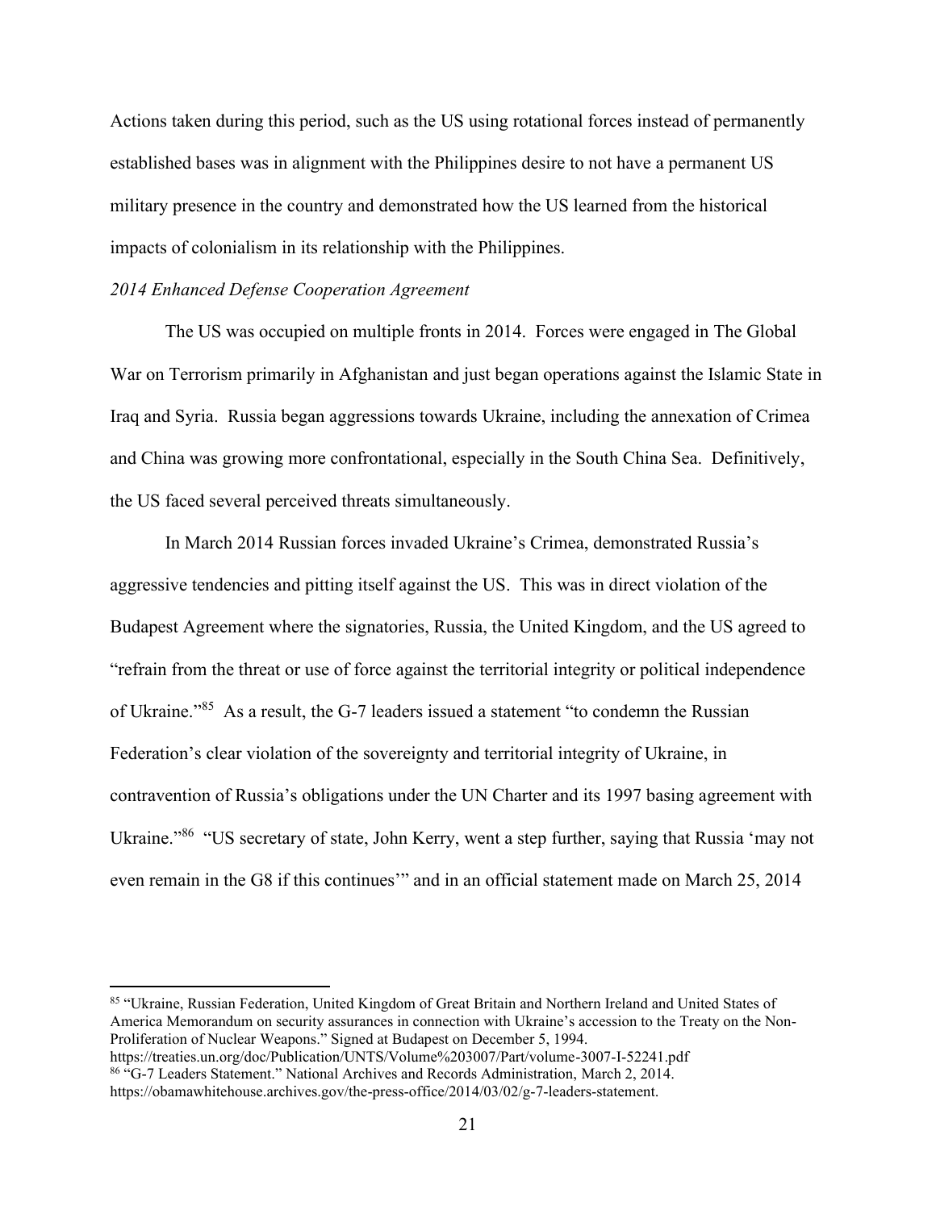Actions taken during this period, such as the US using rotational forces instead of permanently established bases was in alignment with the Philippines desire to not have a permanent US military presence in the country and demonstrated how the US learned from the historical impacts of colonialism in its relationship with the Philippines.

*2014 Enhanced Defense Cooperation Agreement*

The US was occupied on multiple fronts in 2014. Forces were engaged in The Global War on Terrorism primarily in Afghanistan and just began operations against the Islamic State in Iraq and Syria. Russia began aggressions towards Ukraine, including the annexation of Crimea and China was growing more confrontational, especially in the South China Sea. Definitively, the US faced several perceived threats simultaneously.

In March 2014 Russian forces invaded Ukraine's Crimea, demonstrated Russia's aggressive tendencies and pitting itself against the US. This was in direct violation of the Budapest Agreement where the signatories, Russia, the United Kingdom, and the US agreed to "refrain from the threat or use of force against the territorial integrity or political independence of Ukraine."[85] As a result, the G-7 leaders issued a statement "to condemn the Russian Federation's clear violation of the sovereignty and territorial integrity of Ukraine, in contravention of Russia's obligations under the UN Charter and its 1997 basing agreement with Ukraine."[86] "US secretary of state, John Kerry, went a step further, saying that Russia 'may not even remain in the G8 if this continues'" and in an official statement made on March 25, 2014

---

[85] "Ukraine, Russian Federation, United Kingdom of Great Britain and Northern Ireland and United States of America Memorandum on security assurances in connection with Ukraine's accession to the Treaty on the Non-Proliferation of Nuclear Weapons." Signed at Budapest on December 5, 1994. https://treaties.un.org/doc/Publication/UNTS/Volume%203007/Part/volume-3007-I-52241.pdf

[86] "G-7 Leaders Statement." National Archives and Records Administration, March 2, 2014. https://obamawhitehouse.archives.gov/the-press-office/2014/03/02/g-7-leaders-statement.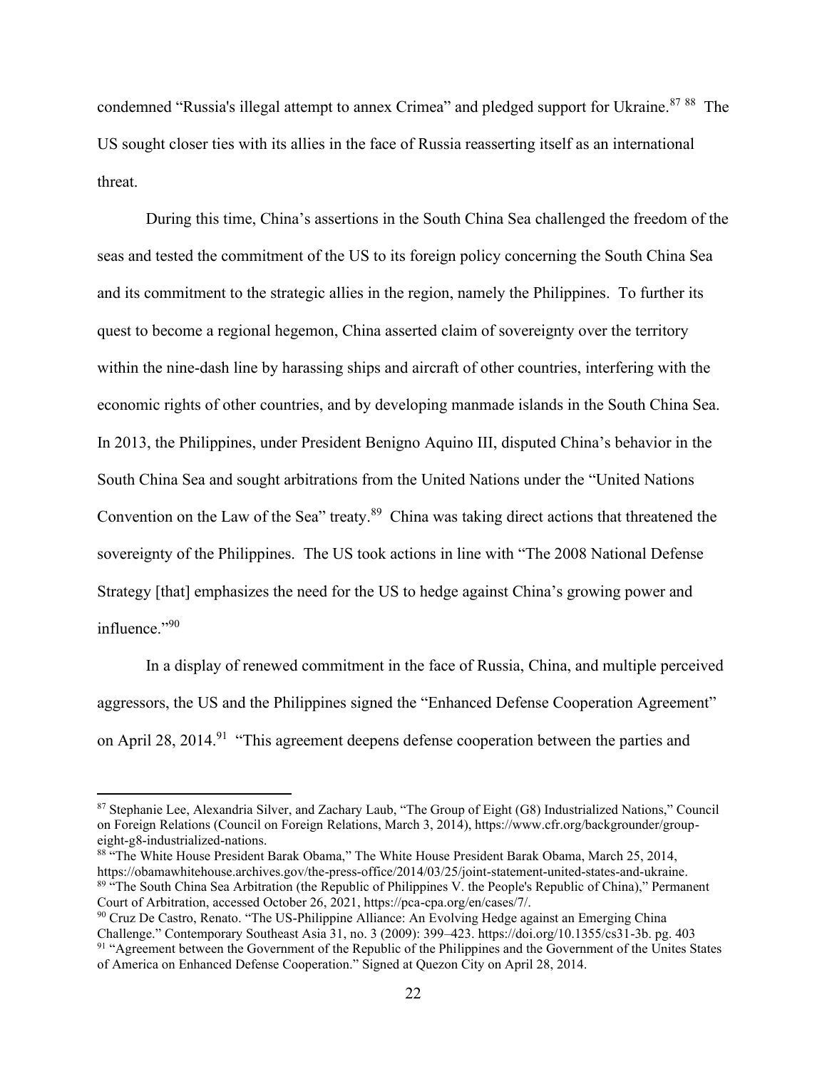condemned "Russia's illegal attempt to annex Crimea" and pledged support for Ukraine.[87] [88] The US sought closer ties with its allies in the face of Russia reasserting itself as an international threat.

During this time, China's assertions in the South China Sea challenged the freedom of the seas and tested the commitment of the US to its foreign policy concerning the South China Sea and its commitment to the strategic allies in the region, namely the Philippines. To further its quest to become a regional hegemon, China asserted claim of sovereignty over the territory within the nine-dash line by harassing ships and aircraft of other countries, interfering with the economic rights of other countries, and by developing manmade islands in the South China Sea. In 2013, the Philippines, under President Benigno Aquino III, disputed China's behavior in the South China Sea and sought arbitrations from the United Nations under the "United Nations Convention on the Law of the Sea" treaty.[89] China was taking direct actions that threatened the sovereignty of the Philippines. The US took actions in line with "The 2008 National Defense Strategy [that] emphasizes the need for the US to hedge against China's growing power and influence."[90]

In a display of renewed commitment in the face of Russia, China, and multiple perceived aggressors, the US and the Philippines signed the "Enhanced Defense Cooperation Agreement" on April 28, 2014.[91] "This agreement deepens defense cooperation between the parties and

---

[87] Stephanie Lee, Alexandria Silver, and Zachary Laub, "The Group of Eight (G8) Industrialized Nations," Council on Foreign Relations (Council on Foreign Relations, March 3, 2014), https://www.cfr.org/backgrounder/group-eight-g8-industrialized-nations.

[88] "The White House President Barak Obama," The White House President Barak Obama, March 25, 2014, https://obamawhitehouse.archives.gov/the-press-office/2014/03/25/joint-statement-united-states-and-ukraine.

[89] "The South China Sea Arbitration (the Republic of Philippines V. the People's Republic of China)," Permanent Court of Arbitration, accessed October 26, 2021, https://pca-cpa.org/en/cases/7/.

[90] Cruz De Castro, Renato. "The US-Philippine Alliance: An Evolving Hedge against an Emerging China Challenge." Contemporary Southeast Asia 31, no. 3 (2009): 399–423. https://doi.org/10.1355/cs31-3b. pg. 403

[91] "Agreement between the Government of the Republic of the Philippines and the Government of the Unites States of America on Enhanced Defense Cooperation." Signed at Quezon City on April 28, 2014.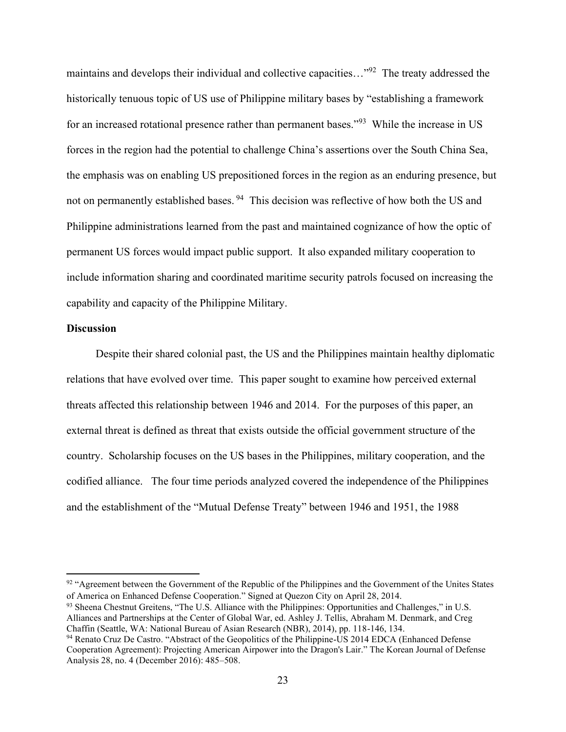maintains and develops their individual and collective capacities…"[92] The treaty addressed the historically tenuous topic of US use of Philippine military bases by "establishing a framework for an increased rotational presence rather than permanent bases."[93] While the increase in US forces in the region had the potential to challenge China's assertions over the South China Sea, the emphasis was on enabling US prepositioned forces in the region as an enduring presence, but not on permanently established bases.[94] This decision was reflective of how both the US and Philippine administrations learned from the past and maintained cognizance of how the optic of permanent US forces would impact public support. It also expanded military cooperation to include information sharing and coordinated maritime security patrols focused on increasing the capability and capacity of the Philippine Military.

**Discussion**

Despite their shared colonial past, the US and the Philippines maintain healthy diplomatic relations that have evolved over time. This paper sought to examine how perceived external threats affected this relationship between 1946 and 2014. For the purposes of this paper, an external threat is defined as threat that exists outside the official government structure of the country. Scholarship focuses on the US bases in the Philippines, military cooperation, and the codified alliance. The four time periods analyzed covered the independence of the Philippines and the establishment of the "Mutual Defense Treaty" between 1946 and 1951, the 1988

---

[92] "Agreement between the Government of the Republic of the Philippines and the Government of the Unites States of America on Enhanced Defense Cooperation." Signed at Quezon City on April 28, 2014.

[93] Sheena Chestnut Greitens, "The U.S. Alliance with the Philippines: Opportunities and Challenges," in U.S. Alliances and Partnerships at the Center of Global War, ed. Ashley J. Tellis, Abraham M. Denmark, and Creg Chaffin (Seattle, WA: National Bureau of Asian Research (NBR), 2014), pp. 118-146, 134.

[94] Renato Cruz De Castro. "Abstract of the Geopolitics of the Philippine-US 2014 EDCA (Enhanced Defense Cooperation Agreement): Projecting American Airpower into the Dragon's Lair." The Korean Journal of Defense Analysis 28, no. 4 (December 2016): 485–508.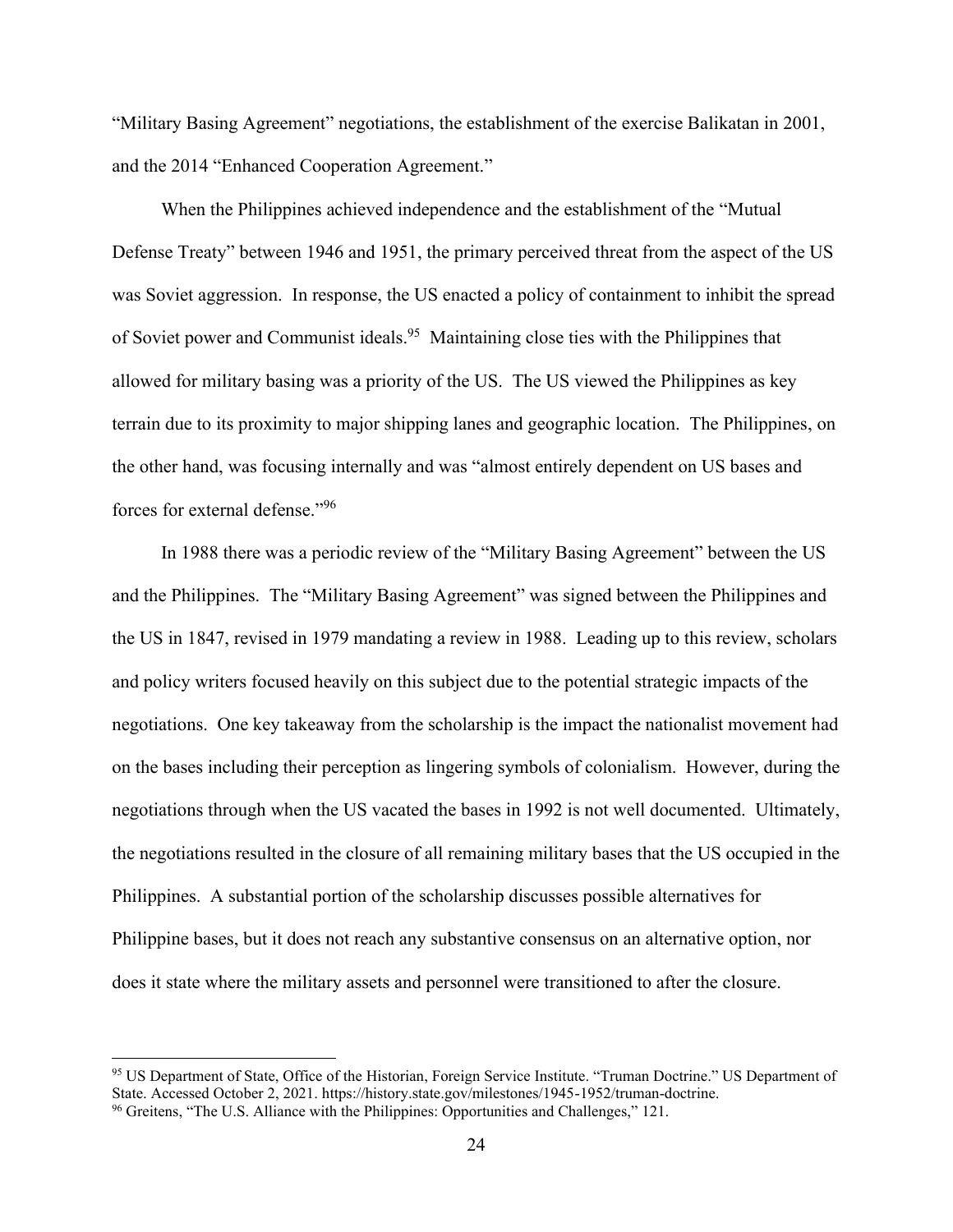"Military Basing Agreement" negotiations, the establishment of the exercise Balikatan in 2001, and the 2014 "Enhanced Cooperation Agreement."

When the Philippines achieved independence and the establishment of the "Mutual Defense Treaty" between 1946 and 1951, the primary perceived threat from the aspect of the US was Soviet aggression. In response, the US enacted a policy of containment to inhibit the spread of Soviet power and Communist ideals.[95] Maintaining close ties with the Philippines that allowed for military basing was a priority of the US. The US viewed the Philippines as key terrain due to its proximity to major shipping lanes and geographic location. The Philippines, on the other hand, was focusing internally and was "almost entirely dependent on US bases and forces for external defense."[96]

In 1988 there was a periodic review of the "Military Basing Agreement" between the US and the Philippines. The "Military Basing Agreement" was signed between the Philippines and the US in 1847, revised in 1979 mandating a review in 1988. Leading up to this review, scholars and policy writers focused heavily on this subject due to the potential strategic impacts of the negotiations. One key takeaway from the scholarship is the impact the nationalist movement had on the bases including their perception as lingering symbols of colonialism. However, during the negotiations through when the US vacated the bases in 1992 is not well documented. Ultimately, the negotiations resulted in the closure of all remaining military bases that the US occupied in the Philippines. A substantial portion of the scholarship discusses possible alternatives for Philippine bases, but it does not reach any substantive consensus on an alternative option, nor does it state where the military assets and personnel were transitioned to after the closure.

---

[95] US Department of State, Office of the Historian, Foreign Service Institute. "Truman Doctrine." US Department of State. Accessed October 2, 2021. https://history.state.gov/milestones/1945-1952/truman-doctrine.

[96] Greitens, "The U.S. Alliance with the Philippines: Opportunities and Challenges," 121.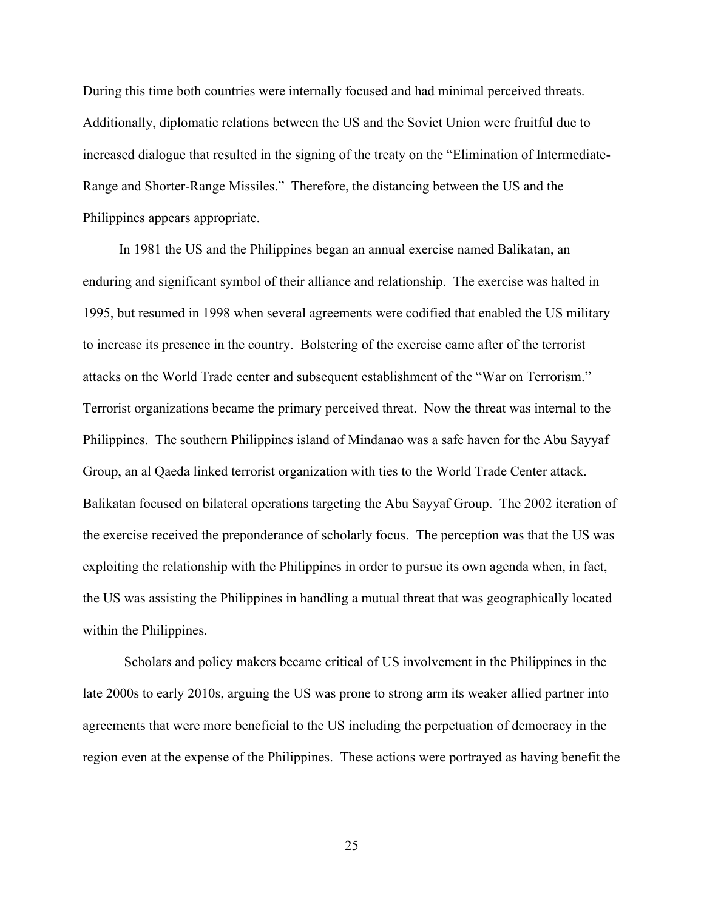During this time both countries were internally focused and had minimal perceived threats. Additionally, diplomatic relations between the US and the Soviet Union were fruitful due to increased dialogue that resulted in the signing of the treaty on the "Elimination of Intermediate-Range and Shorter-Range Missiles." Therefore, the distancing between the US and the Philippines appears appropriate.

In 1981 the US and the Philippines began an annual exercise named Balikatan, an enduring and significant symbol of their alliance and relationship. The exercise was halted in 1995, but resumed in 1998 when several agreements were codified that enabled the US military to increase its presence in the country. Bolstering of the exercise came after of the terrorist attacks on the World Trade center and subsequent establishment of the "War on Terrorism." Terrorist organizations became the primary perceived threat. Now the threat was internal to the Philippines. The southern Philippines island of Mindanao was a safe haven for the Abu Sayyaf Group, an al Qaeda linked terrorist organization with ties to the World Trade Center attack. Balikatan focused on bilateral operations targeting the Abu Sayyaf Group. The 2002 iteration of the exercise received the preponderance of scholarly focus. The perception was that the US was exploiting the relationship with the Philippines in order to pursue its own agenda when, in fact, the US was assisting the Philippines in handling a mutual threat that was geographically located within the Philippines.

Scholars and policy makers became critical of US involvement in the Philippines in the late 2000s to early 2010s, arguing the US was prone to strong arm its weaker allied partner into agreements that were more beneficial to the US including the perpetuation of democracy in the region even at the expense of the Philippines. These actions were portrayed as having benefit the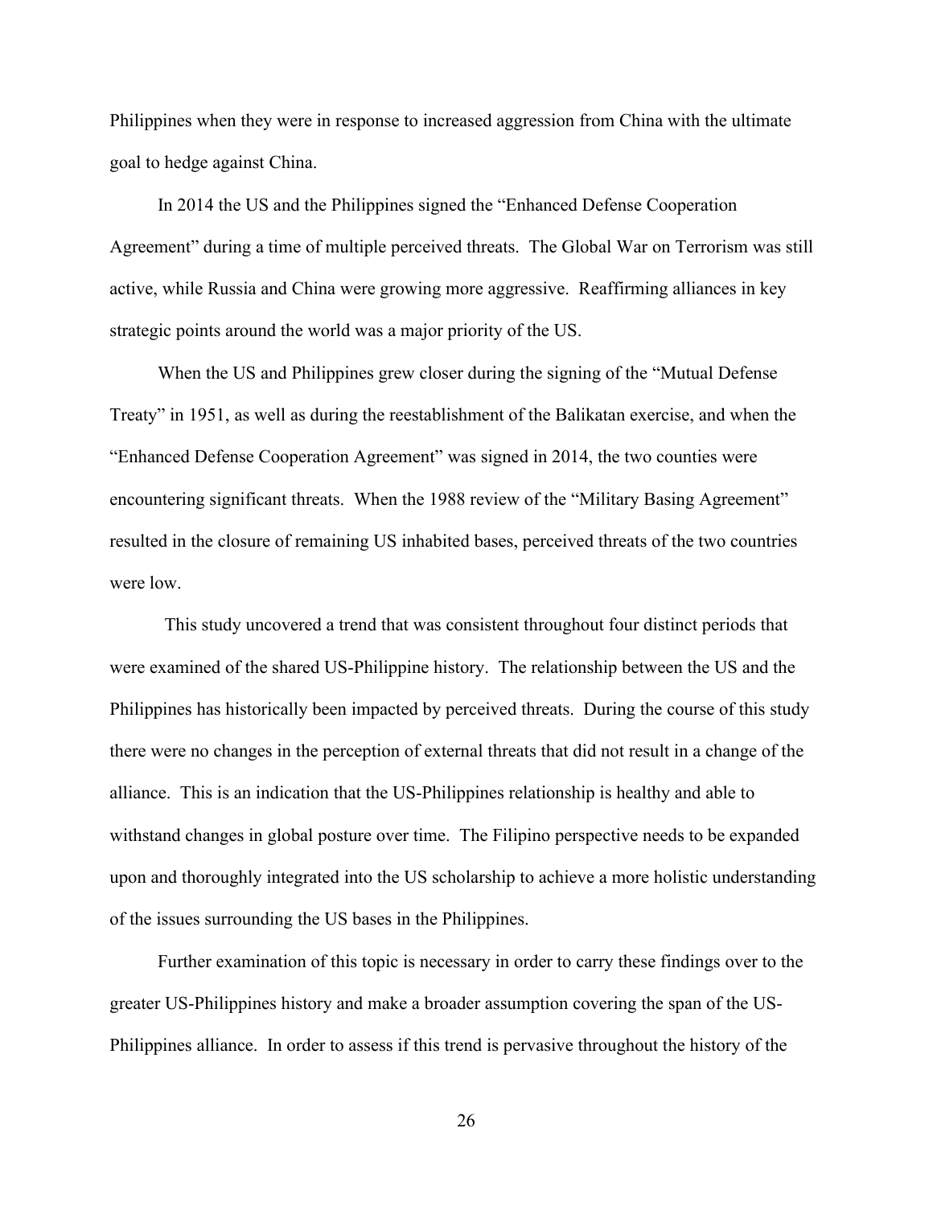Philippines when they were in response to increased aggression from China with the ultimate goal to hedge against China.

In 2014 the US and the Philippines signed the "Enhanced Defense Cooperation Agreement" during a time of multiple perceived threats. The Global War on Terrorism was still active, while Russia and China were growing more aggressive. Reaffirming alliances in key strategic points around the world was a major priority of the US.

When the US and Philippines grew closer during the signing of the "Mutual Defense Treaty" in 1951, as well as during the reestablishment of the Balikatan exercise, and when the "Enhanced Defense Cooperation Agreement" was signed in 2014, the two counties were encountering significant threats. When the 1988 review of the "Military Basing Agreement" resulted in the closure of remaining US inhabited bases, perceived threats of the two countries were low.

This study uncovered a trend that was consistent throughout four distinct periods that were examined of the shared US-Philippine history. The relationship between the US and the Philippines has historically been impacted by perceived threats. During the course of this study there were no changes in the perception of external threats that did not result in a change of the alliance. This is an indication that the US-Philippines relationship is healthy and able to withstand changes in global posture over time. The Filipino perspective needs to be expanded upon and thoroughly integrated into the US scholarship to achieve a more holistic understanding of the issues surrounding the US bases in the Philippines.

Further examination of this topic is necessary in order to carry these findings over to the greater US-Philippines history and make a broader assumption covering the span of the US-Philippines alliance. In order to assess if this trend is pervasive throughout the history of the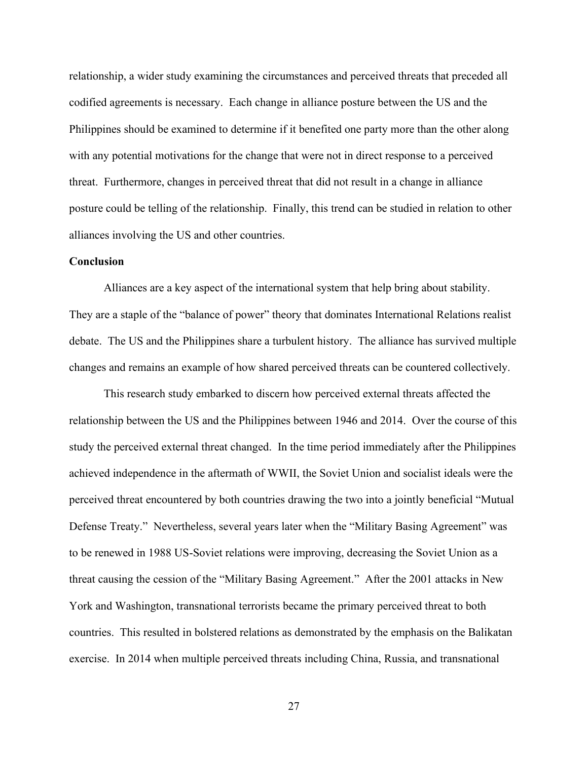relationship, a wider study examining the circumstances and perceived threats that preceded all codified agreements is necessary. Each change in alliance posture between the US and the Philippines should be examined to determine if it benefited one party more than the other along with any potential motivations for the change that were not in direct response to a perceived threat. Furthermore, changes in perceived threat that did not result in a change in alliance posture could be telling of the relationship. Finally, this trend can be studied in relation to other alliances involving the US and other countries.

**Conclusion**

Alliances are a key aspect of the international system that help bring about stability. They are a staple of the "balance of power" theory that dominates International Relations realist debate. The US and the Philippines share a turbulent history. The alliance has survived multiple changes and remains an example of how shared perceived threats can be countered collectively.

This research study embarked to discern how perceived external threats affected the relationship between the US and the Philippines between 1946 and 2014. Over the course of this study the perceived external threat changed. In the time period immediately after the Philippines achieved independence in the aftermath of WWII, the Soviet Union and socialist ideals were the perceived threat encountered by both countries drawing the two into a jointly beneficial "Mutual Defense Treaty." Nevertheless, several years later when the "Military Basing Agreement" was to be renewed in 1988 US-Soviet relations were improving, decreasing the Soviet Union as a threat causing the cession of the "Military Basing Agreement." After the 2001 attacks in New York and Washington, transnational terrorists became the primary perceived threat to both countries. This resulted in bolstered relations as demonstrated by the emphasis on the Balikatan exercise. In 2014 when multiple perceived threats including China, Russia, and transnational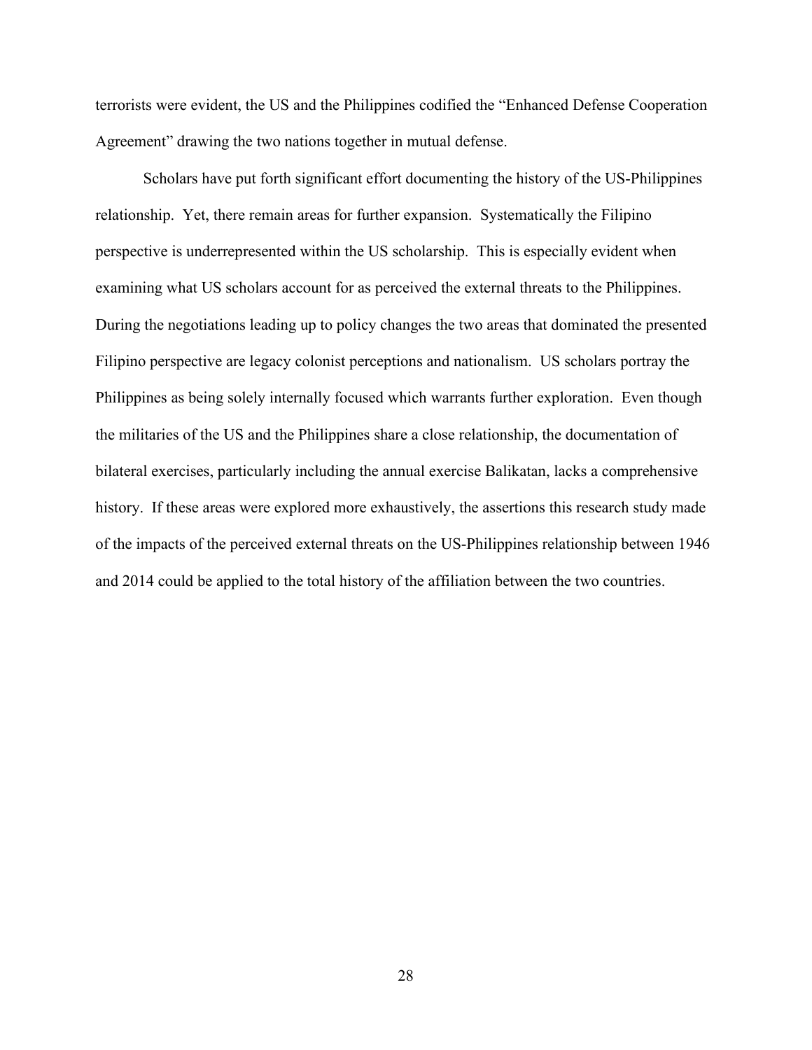terrorists were evident, the US and the Philippines codified the "Enhanced Defense Cooperation Agreement" drawing the two nations together in mutual defense.

Scholars have put forth significant effort documenting the history of the US-Philippines relationship. Yet, there remain areas for further expansion. Systematically the Filipino perspective is underrepresented within the US scholarship. This is especially evident when examining what US scholars account for as perceived the external threats to the Philippines. During the negotiations leading up to policy changes the two areas that dominated the presented Filipino perspective are legacy colonist perceptions and nationalism. US scholars portray the Philippines as being solely internally focused which warrants further exploration. Even though the militaries of the US and the Philippines share a close relationship, the documentation of bilateral exercises, particularly including the annual exercise Balikatan, lacks a comprehensive history. If these areas were explored more exhaustively, the assertions this research study made of the impacts of the perceived external threats on the US-Philippines relationship between 1946 and 2014 could be applied to the total history of the affiliation between the two countries.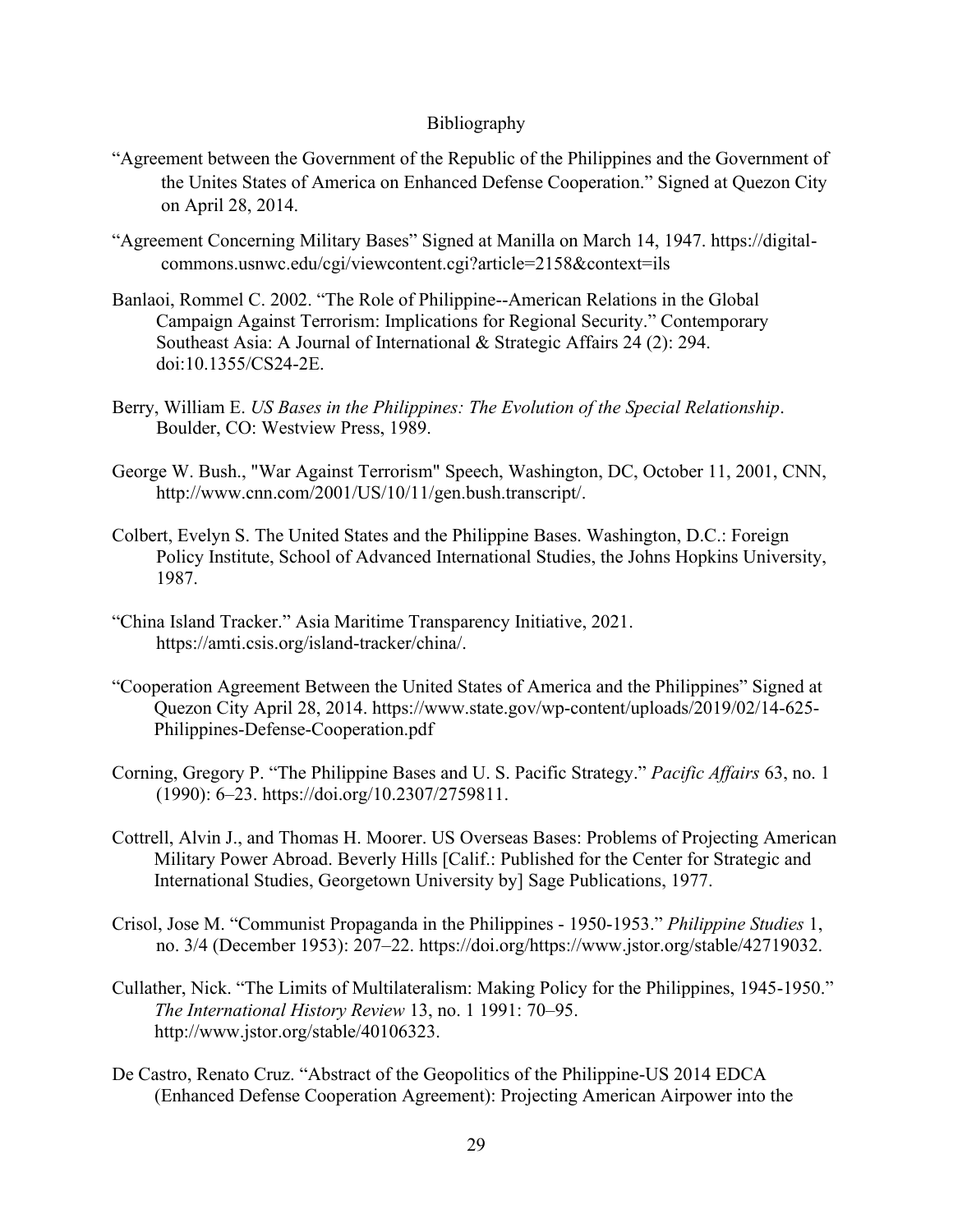# Bibliography

"Agreement between the Government of the Republic of the Philippines and the Government of the Unites States of America on Enhanced Defense Cooperation." Signed at Quezon City on April 28, 2014.

"Agreement Concerning Military Bases" Signed at Manilla on March 14, 1947. https://digital-commons.usnwc.edu/cgi/viewcontent.cgi?article=2158&context=ils

Banlaoi, Rommel C. 2002. "The Role of Philippine--American Relations in the Global Campaign Against Terrorism: Implications for Regional Security." Contemporary Southeast Asia: A Journal of International & Strategic Affairs 24 (2): 294. doi:10.1355/CS24-2E.

Berry, William E. *US Bases in the Philippines: The Evolution of the Special Relationship*. Boulder, CO: Westview Press, 1989.

George W. Bush., "War Against Terrorism" Speech, Washington, DC, October 11, 2001, CNN, http://www.cnn.com/2001/US/10/11/gen.bush.transcript/.

Colbert, Evelyn S. The United States and the Philippine Bases. Washington, D.C.: Foreign Policy Institute, School of Advanced International Studies, the Johns Hopkins University, 1987.

"China Island Tracker." Asia Maritime Transparency Initiative, 2021. https://amti.csis.org/island-tracker/china/.

"Cooperation Agreement Between the United States of America and the Philippines" Signed at Quezon City April 28, 2014. https://www.state.gov/wp-content/uploads/2019/02/14-625-Philippines-Defense-Cooperation.pdf

Corning, Gregory P. "The Philippine Bases and U. S. Pacific Strategy." *Pacific Affairs* 63, no. 1 (1990): 6–23. https://doi.org/10.2307/2759811.

Cottrell, Alvin J., and Thomas H. Moorer. US Overseas Bases: Problems of Projecting American Military Power Abroad. Beverly Hills [Calif.: Published for the Center for Strategic and International Studies, Georgetown University by] Sage Publications, 1977.

Crisol, Jose M. "Communist Propaganda in the Philippines - 1950-1953." *Philippine Studies* 1, no. 3/4 (December 1953): 207–22. https://doi.org/https://www.jstor.org/stable/42719032.

Cullather, Nick. "The Limits of Multilateralism: Making Policy for the Philippines, 1945-1950." *The International History Review* 13, no. 1 1991: 70–95. http://www.jstor.org/stable/40106323.

De Castro, Renato Cruz. "Abstract of the Geopolitics of the Philippine-US 2014 EDCA (Enhanced Defense Cooperation Agreement): Projecting American Airpower into the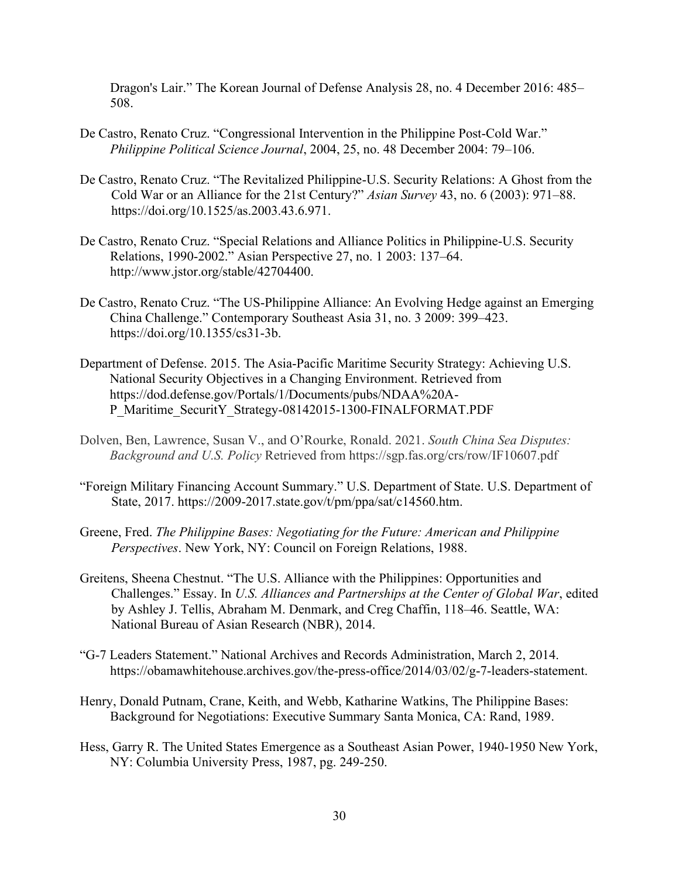Dragon's Lair." The Korean Journal of Defense Analysis 28, no. 4 December 2016: 485–508.

De Castro, Renato Cruz. "Congressional Intervention in the Philippine Post-Cold War." *Philippine Political Science Journal*, 2004, 25, no. 48 December 2004: 79–106.

De Castro, Renato Cruz. "The Revitalized Philippine-U.S. Security Relations: A Ghost from the Cold War or an Alliance for the 21st Century?" *Asian Survey* 43, no. 6 (2003): 971–88. https://doi.org/10.1525/as.2003.43.6.971.

De Castro, Renato Cruz. "Special Relations and Alliance Politics in Philippine-U.S. Security Relations, 1990-2002." Asian Perspective 27, no. 1 2003: 137–64. http://www.jstor.org/stable/42704400.

De Castro, Renato Cruz. "The US-Philippine Alliance: An Evolving Hedge against an Emerging China Challenge." Contemporary Southeast Asia 31, no. 3 2009: 399–423. https://doi.org/10.1355/cs31-3b.

Department of Defense. 2015. The Asia-Pacific Maritime Security Strategy: Achieving U.S. National Security Objectives in a Changing Environment. Retrieved from https://dod.defense.gov/Portals/1/Documents/pubs/NDAA%20A-P_Maritime_SecuritY_Strategy-08142015-1300-FINALFORMAT.PDF

Dolven, Ben, Lawrence, Susan V., and O'Rourke, Ronald. 2021. *South China Sea Disputes: Background and U.S. Policy* Retrieved from https://sgp.fas.org/crs/row/IF10607.pdf

"Foreign Military Financing Account Summary." U.S. Department of State. U.S. Department of State, 2017. https://2009-2017.state.gov/t/pm/ppa/sat/c14560.htm.

Greene, Fred. *The Philippine Bases: Negotiating for the Future: American and Philippine Perspectives*. New York, NY: Council on Foreign Relations, 1988.

Greitens, Sheena Chestnut. "The U.S. Alliance with the Philippines: Opportunities and Challenges." Essay. In *U.S. Alliances and Partnerships at the Center of Global War*, edited by Ashley J. Tellis, Abraham M. Denmark, and Creg Chaffin, 118–46. Seattle, WA: National Bureau of Asian Research (NBR), 2014.

"G-7 Leaders Statement." National Archives and Records Administration, March 2, 2014. https://obamawhitehouse.archives.gov/the-press-office/2014/03/02/g-7-leaders-statement.

Henry, Donald Putnam, Crane, Keith, and Webb, Katharine Watkins, The Philippine Bases: Background for Negotiations: Executive Summary Santa Monica, CA: Rand, 1989.

Hess, Garry R. The United States Emergence as a Southeast Asian Power, 1940-1950 New York, NY: Columbia University Press, 1987, pg. 249-250.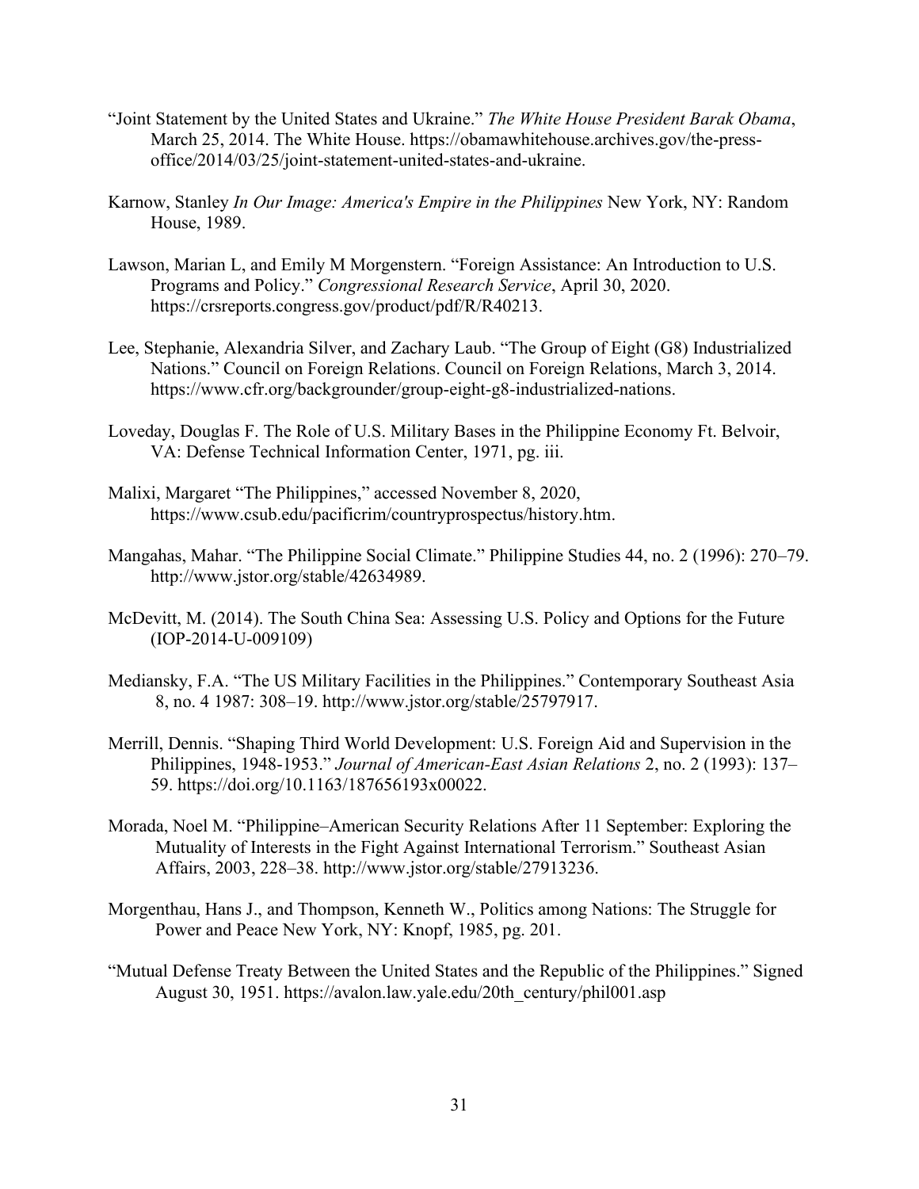"Joint Statement by the United States and Ukraine." *The White House President Barak Obama*, March 25, 2014. The White House. https://obamawhitehouse.archives.gov/the-press-office/2014/03/25/joint-statement-united-states-and-ukraine.

Karnow, Stanley *In Our Image: America's Empire in the Philippines* New York, NY: Random House, 1989.

Lawson, Marian L, and Emily M Morgenstern. "Foreign Assistance: An Introduction to U.S. Programs and Policy." *Congressional Research Service*, April 30, 2020. https://crsreports.congress.gov/product/pdf/R/R40213.

Lee, Stephanie, Alexandria Silver, and Zachary Laub. "The Group of Eight (G8) Industrialized Nations." Council on Foreign Relations. Council on Foreign Relations, March 3, 2014. https://www.cfr.org/backgrounder/group-eight-g8-industrialized-nations.

Loveday, Douglas F. The Role of U.S. Military Bases in the Philippine Economy Ft. Belvoir, VA: Defense Technical Information Center, 1971, pg. iii.

Malixi, Margaret "The Philippines," accessed November 8, 2020, https://www.csub.edu/pacificrim/countryprospectus/history.htm.

Mangahas, Mahar. "The Philippine Social Climate." Philippine Studies 44, no. 2 (1996): 270–79. http://www.jstor.org/stable/42634989.

McDevitt, M. (2014). The South China Sea: Assessing U.S. Policy and Options for the Future (IOP-2014-U-009109)

Mediansky, F.A. "The US Military Facilities in the Philippines." Contemporary Southeast Asia 8, no. 4 1987: 308–19. http://www.jstor.org/stable/25797917.

Merrill, Dennis. "Shaping Third World Development: U.S. Foreign Aid and Supervision in the Philippines, 1948-1953." *Journal of American-East Asian Relations* 2, no. 2 (1993): 137–59. https://doi.org/10.1163/187656193x00022.

Morada, Noel M. "Philippine–American Security Relations After 11 September: Exploring the Mutuality of Interests in the Fight Against International Terrorism." Southeast Asian Affairs, 2003, 228–38. http://www.jstor.org/stable/27913236.

Morgenthau, Hans J., and Thompson, Kenneth W., Politics among Nations: The Struggle for Power and Peace New York, NY: Knopf, 1985, pg. 201.

"Mutual Defense Treaty Between the United States and the Republic of the Philippines." Signed August 30, 1951. https://avalon.law.yale.edu/20th_century/phil001.asp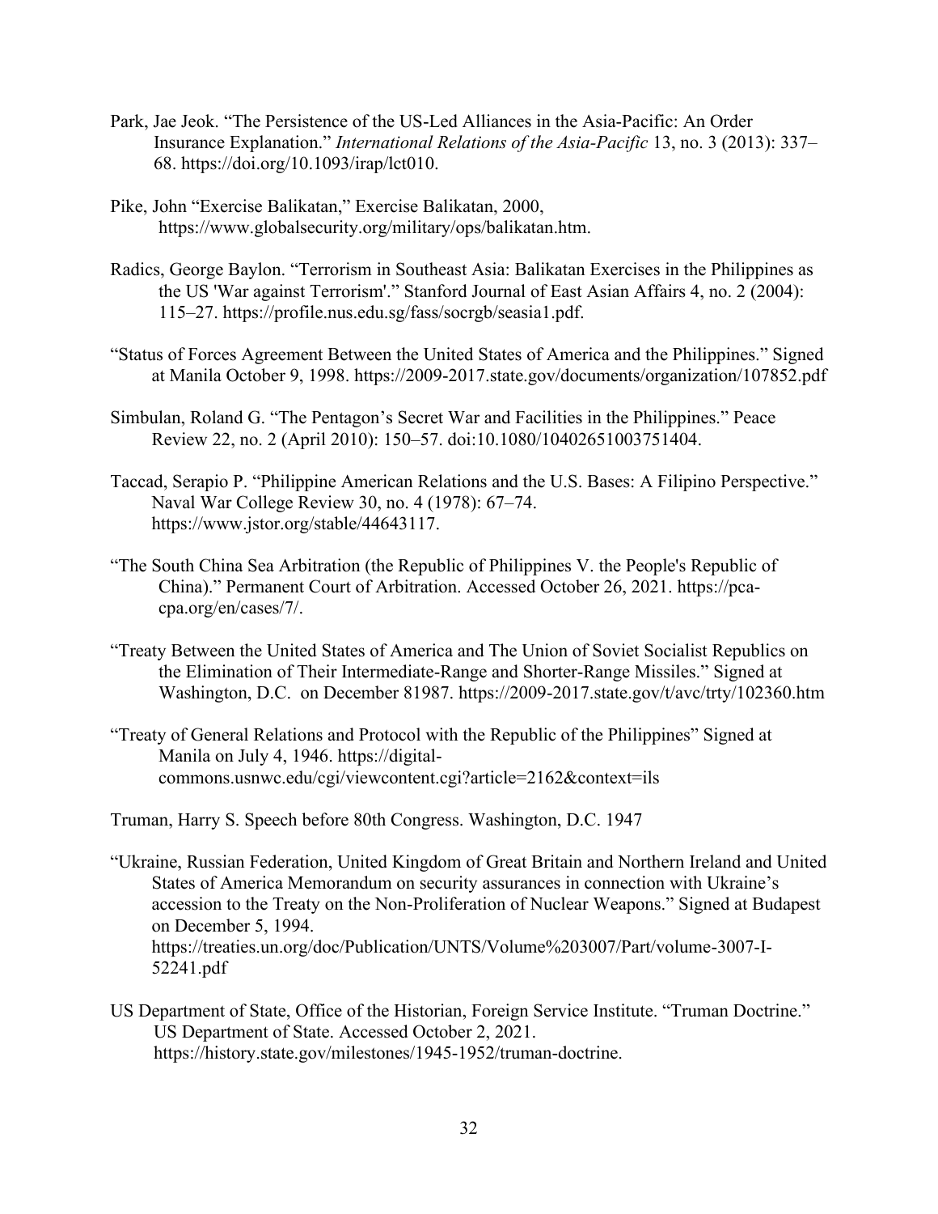Park, Jae Jeok. "The Persistence of the US-Led Alliances in the Asia-Pacific: An Order Insurance Explanation." *International Relations of the Asia-Pacific* 13, no. 3 (2013): 337–68. https://doi.org/10.1093/irap/lct010.

Pike, John "Exercise Balikatan," Exercise Balikatan, 2000, https://www.globalsecurity.org/military/ops/balikatan.htm.

Radics, George Baylon. "Terrorism in Southeast Asia: Balikatan Exercises in the Philippines as the US 'War against Terrorism'." Stanford Journal of East Asian Affairs 4, no. 2 (2004): 115–27. https://profile.nus.edu.sg/fass/socrgb/seasia1.pdf.

"Status of Forces Agreement Between the United States of America and the Philippines." Signed at Manila October 9, 1998. https://2009-2017.state.gov/documents/organization/107852.pdf

Simbulan, Roland G. "The Pentagon's Secret War and Facilities in the Philippines." Peace Review 22, no. 2 (April 2010): 150–57. doi:10.1080/10402651003751404.

Taccad, Serapio P. "Philippine American Relations and the U.S. Bases: A Filipino Perspective." Naval War College Review 30, no. 4 (1978): 67–74. https://www.jstor.org/stable/44643117.

"The South China Sea Arbitration (the Republic of Philippines V. the People's Republic of China)." Permanent Court of Arbitration. Accessed October 26, 2021. https://pca-cpa.org/en/cases/7/.

"Treaty Between the United States of America and The Union of Soviet Socialist Republics on the Elimination of Their Intermediate-Range and Shorter-Range Missiles." Signed at Washington, D.C. on December 81987. https://2009-2017.state.gov/t/avc/trty/102360.htm

"Treaty of General Relations and Protocol with the Republic of the Philippines" Signed at Manila on July 4, 1946. https://digital-commons.usnwc.edu/cgi/viewcontent.cgi?article=2162&context=ils

Truman, Harry S. Speech before 80th Congress. Washington, D.C. 1947

"Ukraine, Russian Federation, United Kingdom of Great Britain and Northern Ireland and United States of America Memorandum on security assurances in connection with Ukraine's accession to the Treaty on the Non-Proliferation of Nuclear Weapons." Signed at Budapest on December 5, 1994. https://treaties.un.org/doc/Publication/UNTS/Volume%203007/Part/volume-3007-I-52241.pdf

US Department of State, Office of the Historian, Foreign Service Institute. "Truman Doctrine." US Department of State. Accessed October 2, 2021. https://history.state.gov/milestones/1945-1952/truman-doctrine.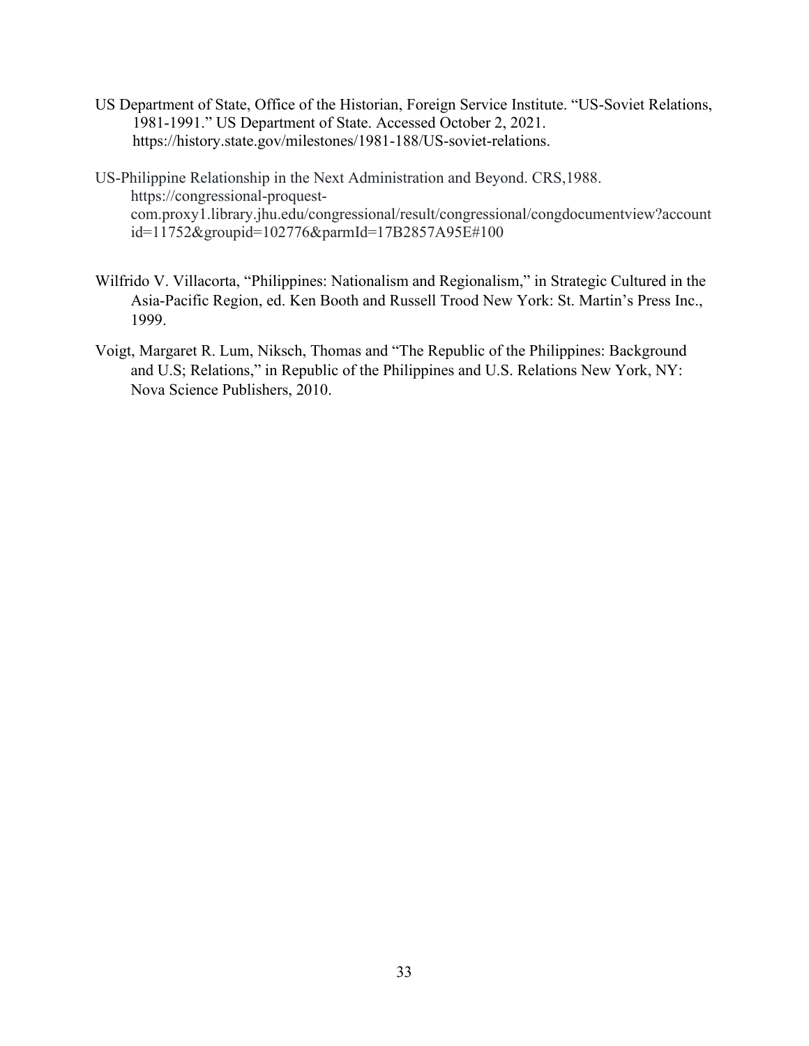US Department of State, Office of the Historian, Foreign Service Institute. "US-Soviet Relations, 1981-1991." US Department of State. Accessed October 2, 2021. https://history.state.gov/milestones/1981-188/US-soviet-relations.

US-Philippine Relationship in the Next Administration and Beyond. CRS,1988. https://congressional-proquest-com.proxy1.library.jhu.edu/congressional/result/congressional/congdocumentview?accountid=11752&groupid=102776&parmId=17B2857A95E#100

Wilfrido V. Villacorta, "Philippines: Nationalism and Regionalism," in Strategic Cultured in the Asia-Pacific Region, ed. Ken Booth and Russell Trood New York: St. Martin's Press Inc., 1999.

Voigt, Margaret R. Lum, Niksch, Thomas and "The Republic of the Philippines: Background and U.S; Relations," in Republic of the Philippines and U.S. Relations New York, NY: Nova Science Publishers, 2010.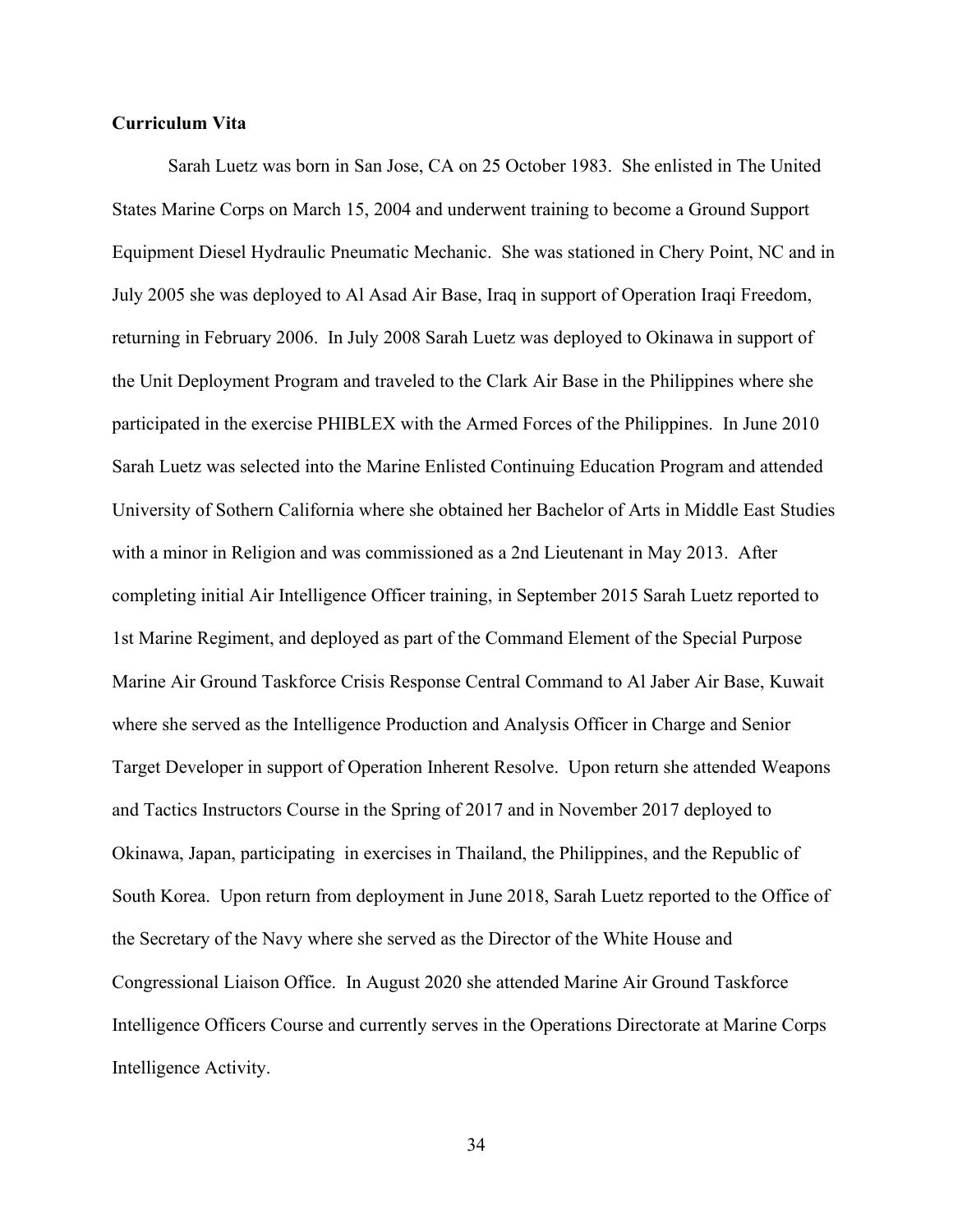**Curriculum Vita**

Sarah Luetz was born in San Jose, CA on 25 October 1983. She enlisted in The United States Marine Corps on March 15, 2004 and underwent training to become a Ground Support Equipment Diesel Hydraulic Pneumatic Mechanic. She was stationed in Chery Point, NC and in July 2005 she was deployed to Al Asad Air Base, Iraq in support of Operation Iraqi Freedom, returning in February 2006. In July 2008 Sarah Luetz was deployed to Okinawa in support of the Unit Deployment Program and traveled to the Clark Air Base in the Philippines where she participated in the exercise PHIBLEX with the Armed Forces of the Philippines. In June 2010 Sarah Luetz was selected into the Marine Enlisted Continuing Education Program and attended University of Sothern California where she obtained her Bachelor of Arts in Middle East Studies with a minor in Religion and was commissioned as a 2nd Lieutenant in May 2013. After completing initial Air Intelligence Officer training, in September 2015 Sarah Luetz reported to 1st Marine Regiment, and deployed as part of the Command Element of the Special Purpose Marine Air Ground Taskforce Crisis Response Central Command to Al Jaber Air Base, Kuwait where she served as the Intelligence Production and Analysis Officer in Charge and Senior Target Developer in support of Operation Inherent Resolve. Upon return she attended Weapons and Tactics Instructors Course in the Spring of 2017 and in November 2017 deployed to Okinawa, Japan, participating in exercises in Thailand, the Philippines, and the Republic of South Korea. Upon return from deployment in June 2018, Sarah Luetz reported to the Office of the Secretary of the Navy where she served as the Director of the White House and Congressional Liaison Office. In August 2020 she attended Marine Air Ground Taskforce Intelligence Officers Course and currently serves in the Operations Directorate at Marine Corps Intelligence Activity.